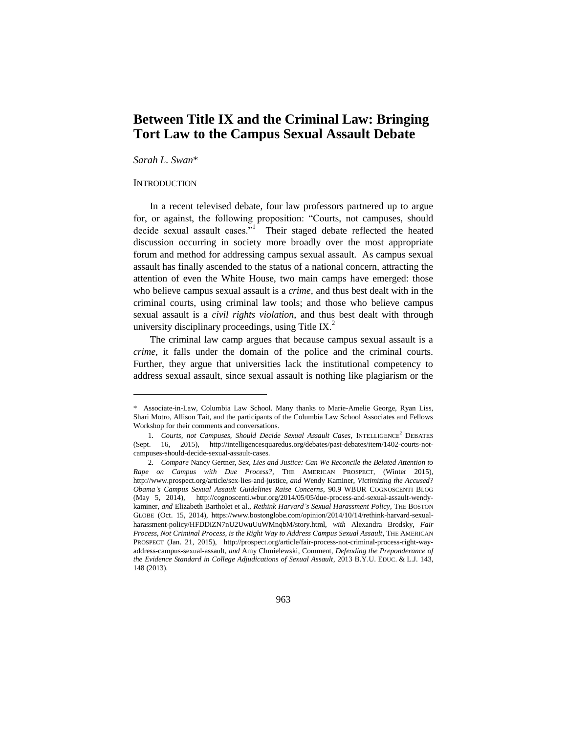# Between Title IX and the Criminal Law: Bringing Tort Law to the Campus Sexual Assault Debate

*Sarah L. Swan**

INTRODUCTION

In a recent televised debate, four law professors partnered up to argue for, or against, the following proposition: "Courts, not campuses, should decide sexual assault cases."[1] Their staged debate reflected the heated discussion occurring in society more broadly over the most appropriate forum and method for addressing campus sexual assault. As campus sexual assault has finally ascended to the status of a national concern, attracting the attention of even the White House, two main camps have emerged: those who believe campus sexual assault is a *crime*, and thus best dealt with in the criminal courts, using criminal law tools; and those who believe campus sexual assault is a *civil rights violation*, and thus best dealt with through university disciplinary proceedings, using Title IX.[2]

The criminal law camp argues that because campus sexual assault is a *crime*, it falls under the domain of the police and the criminal courts. Further, they argue that universities lack the institutional competency to address sexual assault, since sexual assault is nothing like plagiarism or the

---

\* Associate-in-Law, Columbia Law School. Many thanks to Marie-Amelie George, Ryan Liss, Shari Motro, Allison Tait, and the participants of the Columbia Law School Associates and Fellows Workshop for their comments and conversations.

1. *Courts, not Campuses, Should Decide Sexual Assault Cases*, INTELLIGENCE² DEBATES (Sept. 16, 2015), http://intelligencesquaredus.org/debates/past-debates/item/1402-courts-not-campuses-should-decide-sexual-assault-cases.

2. *Compare* Nancy Gertner, *Sex, Lies and Justice: Can We Reconcile the Belated Attention to Rape on Campus with Due Process?*, THE AMERICAN PROSPECT, (Winter 2015), http://www.prospect.org/article/sex-lies-and-justice, *and* Wendy Kaminer, *Victimizing the Accused? Obama's Campus Sexual Assault Guidelines Raise Concerns*, 90.9 WBUR COGNOSCENTI BLOG (May 5, 2014), http://cognoscenti.wbur.org/2014/05/05/due-process-and-sexual-assault-wendy-kaminer, *and* Elizabeth Bartholet et al., *Rethink Harvard's Sexual Harassment Policy*, THE BOSTON GLOBE (Oct. 15, 2014), https://www.bostonglobe.com/opinion/2014/10/14/rethink-harvard-sexual-harassment-policy/HFDDiZN7nU2UwuUuWMnqbM/story.html, *with* Alexandra Brodsky, *Fair Process, Not Criminal Process, is the Right Way to Address Campus Sexual Assault*, THE AMERICAN PROSPECT (Jan. 21, 2015), http://prospect.org/article/fair-process-not-criminal-process-right-way-address-campus-sexual-assault, *and* Amy Chmielewski, Comment, *Defending the Preponderance of the Evidence Standard in College Adjudications of Sexual Assault*, 2013 B.Y.U. EDUC. & L.J. 143, 148 (2013).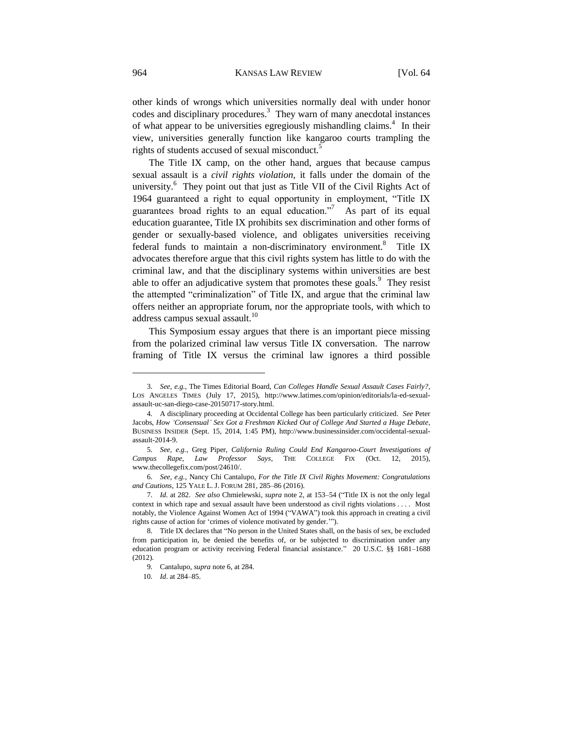other kinds of wrongs which universities normally deal with under honor codes and disciplinary procedures.[3] They warn of many anecdotal instances of what appear to be universities egregiously mishandling claims.[4] In their view, universities generally function like kangaroo courts trampling the rights of students accused of sexual misconduct.[5]

The Title IX camp, on the other hand, argues that because campus sexual assault is a *civil rights violation*, it falls under the domain of the university.[6] They point out that just as Title VII of the Civil Rights Act of 1964 guaranteed a right to equal opportunity in employment, "Title IX guarantees broad rights to an equal education."[7] As part of its equal education guarantee, Title IX prohibits sex discrimination and other forms of gender or sexually-based violence, and obligates universities receiving federal funds to maintain a non-discriminatory environment.[8] Title IX advocates therefore argue that this civil rights system has little to do with the criminal law, and that the disciplinary systems within universities are best able to offer an adjudicative system that promotes these goals.[9] They resist the attempted "criminalization" of Title IX, and argue that the criminal law offers neither an appropriate forum, nor the appropriate tools, with which to address campus sexual assault.[10]

This Symposium essay argues that there is an important piece missing from the polarized criminal law versus Title IX conversation. The narrow framing of Title IX versus the criminal law ignores a third possible

---

3. *See, e.g.*, The Times Editorial Board, *Can Colleges Handle Sexual Assault Cases Fairly?*, LOS ANGELES TIMES (July 17, 2015), http://www.latimes.com/opinion/editorials/la-ed-sexual-assault-uc-san-diego-case-20150717-story.html.

4. A disciplinary proceeding at Occidental College has been particularly criticized. *See* Peter Jacobs, *How 'Consensual' Sex Got a Freshman Kicked Out of College And Started a Huge Debate*, BUSINESS INSIDER (Sept. 15, 2014, 1:45 PM), http://www.businessinsider.com/occidental-sexual-assault-2014-9.

5. *See, e.g.*, Greg Piper, *California Ruling Could End Kangaroo-Court Investigations of Campus Rape, Law Professor Says*, THE COLLEGE FIX (Oct. 12, 2015), www.thecollegefix.com/post/24610/.

6. *See, e.g.*, Nancy Chi Cantalupo, *For the Title IX Civil Rights Movement: Congratulations and Cautions*, 125 YALE L. J. FORUM 281, 285–86 (2016).

7. *Id.* at 282. *See also* Chmielewski, *supra* note 2, at 153–54 ("Title IX is not the only legal context in which rape and sexual assault have been understood as civil rights violations . . . . Most notably, the Violence Against Women Act of 1994 ("VAWA") took this approach in creating a civil rights cause of action for 'crimes of violence motivated by gender.'").

8. Title IX declares that "No person in the United States shall, on the basis of sex, be excluded from participation in, be denied the benefits of, or be subjected to discrimination under any education program or activity receiving Federal financial assistance." 20 U.S.C. §§ 1681–1688 (2012).

9. Cantalupo, *supra* note 6, at 284.

10. *Id*. at 284–85.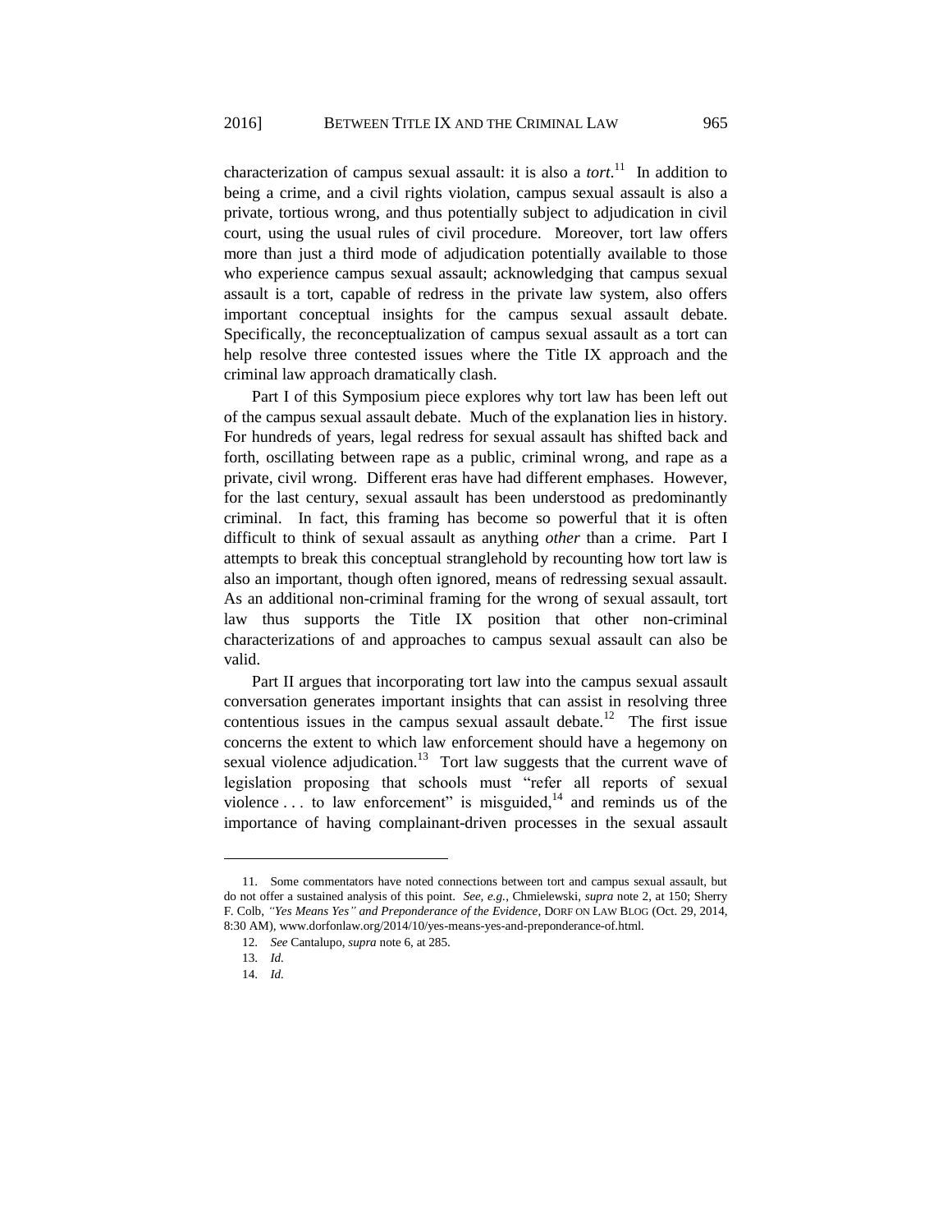characterization of campus sexual assault: it is also a *tort*.[11] In addition to being a crime, and a civil rights violation, campus sexual assault is also a private, tortious wrong, and thus potentially subject to adjudication in civil court, using the usual rules of civil procedure. Moreover, tort law offers more than just a third mode of adjudication potentially available to those who experience campus sexual assault; acknowledging that campus sexual assault is a tort, capable of redress in the private law system, also offers important conceptual insights for the campus sexual assault debate. Specifically, the reconceptualization of campus sexual assault as a tort can help resolve three contested issues where the Title IX approach and the criminal law approach dramatically clash.

Part I of this Symposium piece explores why tort law has been left out of the campus sexual assault debate. Much of the explanation lies in history. For hundreds of years, legal redress for sexual assault has shifted back and forth, oscillating between rape as a public, criminal wrong, and rape as a private, civil wrong. Different eras have had different emphases. However, for the last century, sexual assault has been understood as predominantly criminal. In fact, this framing has become so powerful that it is often difficult to think of sexual assault as anything *other* than a crime. Part I attempts to break this conceptual stranglehold by recounting how tort law is also an important, though often ignored, means of redressing sexual assault. As an additional non-criminal framing for the wrong of sexual assault, tort law thus supports the Title IX position that other non-criminal characterizations of and approaches to campus sexual assault can also be valid.

Part II argues that incorporating tort law into the campus sexual assault conversation generates important insights that can assist in resolving three contentious issues in the campus sexual assault debate.[12] The first issue concerns the extent to which law enforcement should have a hegemony on sexual violence adjudication.[13] Tort law suggests that the current wave of legislation proposing that schools must "refer all reports of sexual violence . . . to law enforcement" is misguided,[14] and reminds us of the importance of having complainant-driven processes in the sexual assault

---

11. Some commentators have noted connections between tort and campus sexual assault, but do not offer a sustained analysis of this point. *See, e.g.*, Chmielewski, *supra* note 2, at 150; Sherry F. Colb, *"Yes Means Yes" and Preponderance of the Evidence*, DORF ON LAW BLOG (Oct. 29, 2014, 8:30 AM), www.dorfonlaw.org/2014/10/yes-means-yes-and-preponderance-of.html.

12. *See* Cantalupo, *supra* note 6, at 285.

13. *Id.*

14. *Id.*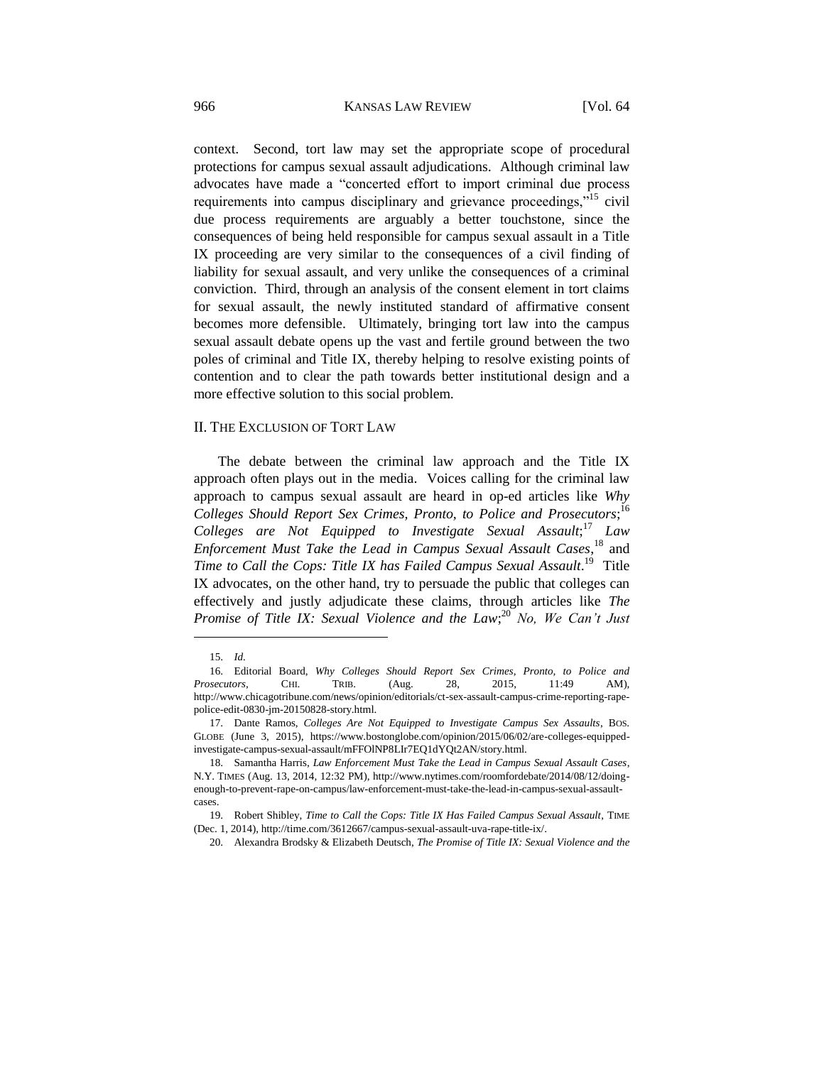context. Second, tort law may set the appropriate scope of procedural protections for campus sexual assault adjudications. Although criminal law advocates have made a "concerted effort to import criminal due process requirements into campus disciplinary and grievance proceedings,"[15] civil due process requirements are arguably a better touchstone, since the consequences of being held responsible for campus sexual assault in a Title IX proceeding are very similar to the consequences of a civil finding of liability for sexual assault, and very unlike the consequences of a criminal conviction. Third, through an analysis of the consent element in tort claims for sexual assault, the newly instituted standard of affirmative consent becomes more defensible. Ultimately, bringing tort law into the campus sexual assault debate opens up the vast and fertile ground between the two poles of criminal and Title IX, thereby helping to resolve existing points of contention and to clear the path towards better institutional design and a more effective solution to this social problem.

## II. THE EXCLUSION OF TORT LAW

The debate between the criminal law approach and the Title IX approach often plays out in the media. Voices calling for the criminal law approach to campus sexual assault are heard in op-ed articles like *Why Colleges Should Report Sex Crimes, Pronto, to Police and Prosecutors*;[16] *Colleges are Not Equipped to Investigate Sexual Assault*;[17] *Law Enforcement Must Take the Lead in Campus Sexual Assault Cases*,[18] and *Time to Call the Cops: Title IX has Failed Campus Sexual Assault*.[19] Title IX advocates, on the other hand, try to persuade the public that colleges can effectively and justly adjudicate these claims, through articles like *The Promise of Title IX: Sexual Violence and the Law*;[20] *No, We Can't Just*

---

15. *Id.*

16. Editorial Board, *Why Colleges Should Report Sex Crimes, Pronto, to Police and Prosecutors*, CHI. TRIB. (Aug. 28, 2015, 11:49 AM), http://www.chicagotribune.com/news/opinion/editorials/ct-sex-assault-campus-crime-reporting-rape-police-edit-0830-jm-20150828-story.html.

17. Dante Ramos, *Colleges Are Not Equipped to Investigate Campus Sex Assaults*, BOS. GLOBE (June 3, 2015), https://www.bostonglobe.com/opinion/2015/06/02/are-colleges-equipped-investigate-campus-sexual-assault/mFFOlNP8LIr7EQ1dYQt2AN/story.html.

18. Samantha Harris, *Law Enforcement Must Take the Lead in Campus Sexual Assault Cases*, N.Y. TIMES (Aug. 13, 2014, 12:32 PM), http://www.nytimes.com/roomfordebate/2014/08/12/doing-enough-to-prevent-rape-on-campus/law-enforcement-must-take-the-lead-in-campus-sexual-assault-cases.

19. Robert Shibley, *Time to Call the Cops: Title IX Has Failed Campus Sexual Assault*, TIME (Dec. 1, 2014), http://time.com/3612667/campus-sexual-assault-uva-rape-title-ix/.

20. Alexandra Brodsky & Elizabeth Deutsch, *The Promise of Title IX: Sexual Violence and the*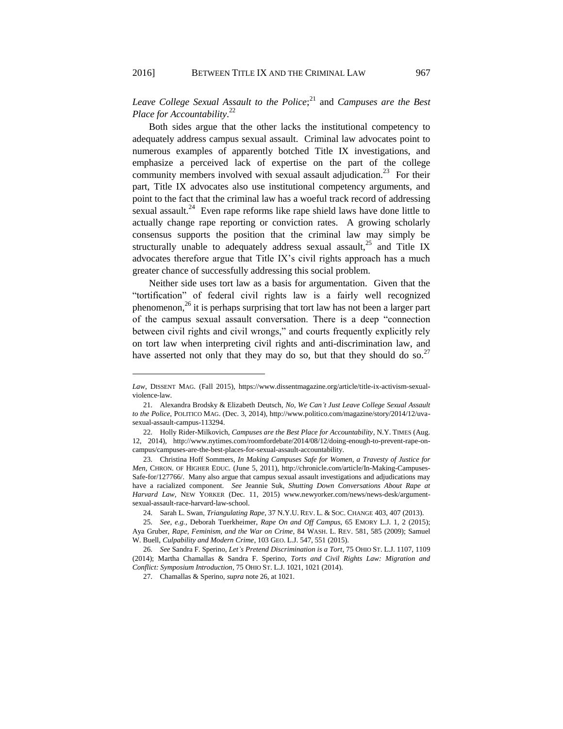*Leave College Sexual Assault to the Police*;[21] and *Campuses are the Best Place for Accountability*.[22]

Both sides argue that the other lacks the institutional competency to adequately address campus sexual assault. Criminal law advocates point to numerous examples of apparently botched Title IX investigations, and emphasize a perceived lack of expertise on the part of the college community members involved with sexual assault adjudication.[23] For their part, Title IX advocates also use institutional competency arguments, and point to the fact that the criminal law has a woeful track record of addressing sexual assault.[24] Even rape reforms like rape shield laws have done little to actually change rape reporting or conviction rates. A growing scholarly consensus supports the position that the criminal law may simply be structurally unable to adequately address sexual assault,[25] and Title IX advocates therefore argue that Title IX's civil rights approach has a much greater chance of successfully addressing this social problem.

Neither side uses tort law as a basis for argumentation. Given that the "tortification" of federal civil rights law is a fairly well recognized phenomenon,[26] it is perhaps surprising that tort law has not been a larger part of the campus sexual assault conversation. There is a deep "connection between civil rights and civil wrongs," and courts frequently explicitly rely on tort law when interpreting civil rights and anti-discrimination law, and have asserted not only that they may do so, but that they should do so.[27]

---

*Law*, DISSENT MAG. (Fall 2015), https://www.dissentmagazine.org/article/title-ix-activism-sexual-violence-law.

21. Alexandra Brodsky & Elizabeth Deutsch, *No, We Can't Just Leave College Sexual Assault to the Police*, POLITICO MAG. (Dec. 3, 2014), http://www.politico.com/magazine/story/2014/12/uva-sexual-assault-campus-113294.

22. Holly Rider-Milkovich, *Campuses are the Best Place for Accountability*, N.Y. TIMES (Aug. 12, 2014), http://www.nytimes.com/roomfordebate/2014/08/12/doing-enough-to-prevent-rape-on-campus/campuses-are-the-best-places-for-sexual-assault-accountability.

23. Christina Hoff Sommers, *In Making Campuses Safe for Women, a Travesty of Justice for Men*, CHRON. OF HIGHER EDUC. (June 5, 2011), http://chronicle.com/article/In-Making-Campuses-Safe-for/127766/. Many also argue that campus sexual assault investigations and adjudications may have a racialized component. *See* Jeannie Suk, *Shutting Down Conversations About Rape at Harvard Law*, NEW YORKER (Dec. 11, 2015) www.newyorker.com/news/news-desk/argument-sexual-assault-race-harvard-law-school.

24. Sarah L. Swan, *Triangulating Rape*, 37 N.Y.U. REV. L. & SOC. CHANGE 403, 407 (2013).

25. *See, e.g.*, Deborah Tuerkheimer, *Rape On and Off Campus*, 65 EMORY L.J. 1, 2 (2015); Aya Gruber, *Rape, Feminism, and the War on Crime*, 84 WASH. L. REV. 581, 585 (2009); Samuel W. Buell, *Culpability and Modern Crime*, 103 GEO. L.J. 547, 551 (2015).

26. *See* Sandra F. Sperino, *Let's Pretend Discrimination is a Tort*, 75 OHIO ST. L.J. 1107, 1109 (2014); Martha Chamallas & Sandra F. Sperino, *Torts and Civil Rights Law: Migration and Conflict: Symposium Introduction*, 75 OHIO ST. L.J. 1021, 1021 (2014).

27. Chamallas & Sperino, *supra* note 26, at 1021.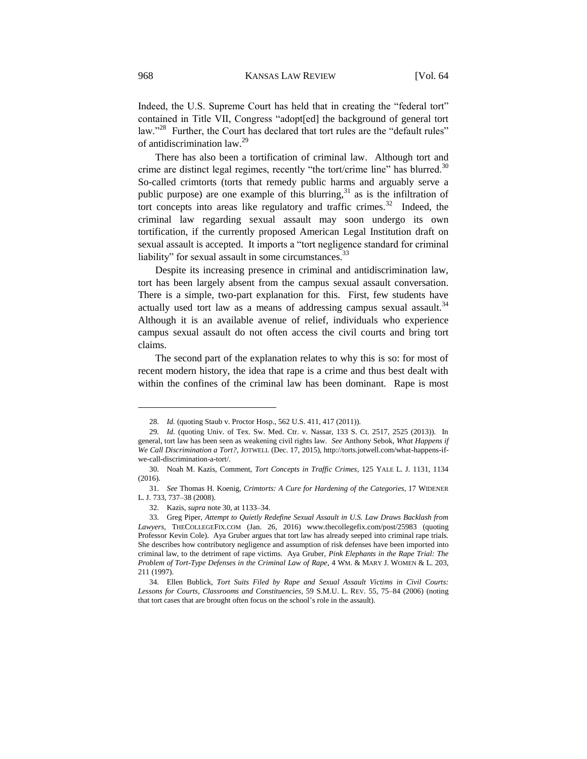Indeed, the U.S. Supreme Court has held that in creating the "federal tort" contained in Title VII, Congress "adopt[ed] the background of general tort law."[28] Further, the Court has declared that tort rules are the "default rules" of antidiscrimination law.[29]

There has also been a tortification of criminal law. Although tort and crime are distinct legal regimes, recently "the tort/crime line" has blurred.[30] So-called crimtorts (torts that remedy public harms and arguably serve a public purpose) are one example of this blurring,[31] as is the infiltration of tort concepts into areas like regulatory and traffic crimes.[32] Indeed, the criminal law regarding sexual assault may soon undergo its own tortification, if the currently proposed American Legal Institution draft on sexual assault is accepted. It imports a "tort negligence standard for criminal liability" for sexual assault in some circumstances.[33]

Despite its increasing presence in criminal and antidiscrimination law, tort has been largely absent from the campus sexual assault conversation. There is a simple, two-part explanation for this. First, few students have actually used tort law as a means of addressing campus sexual assault.[34] Although it is an available avenue of relief, individuals who experience campus sexual assault do not often access the civil courts and bring tort claims.

The second part of the explanation relates to why this is so: for most of recent modern history, the idea that rape is a crime and thus best dealt with within the confines of the criminal law has been dominant. Rape is most

---

28. *Id.* (quoting Staub v. Proctor Hosp., 562 U.S. 411, 417 (2011)).

29. *Id.* (quoting Univ. of Tex. Sw. Med. Ctr. v. Nassar, 133 S. Ct. 2517, 2525 (2013)). In general, tort law has been seen as weakening civil rights law. *See* Anthony Sebok, *What Happens if We Call Discrimination a Tort?*, JOTWELL (Dec. 17, 2015), http://torts.jotwell.com/what-happens-if-we-call-discrimination-a-tort/.

30. Noah M. Kazis, Comment, *Tort Concepts in Traffic Crimes*, 125 YALE L. J. 1131, 1134 (2016).

31. *See* Thomas H. Koenig, *Crimtorts: A Cure for Hardening of the Categories*, 17 WIDENER L. J. 733, 737–38 (2008).

32. Kazis, *supra* note 30, at 1133–34.

33. Greg Piper, *Attempt to Quietly Redefine Sexual Assault in U.S. Law Draws Backlash from Lawyers*, THECOLLEGEFIX.COM (Jan. 26, 2016) www.thecollegefix.com/post/25983 (quoting Professor Kevin Cole). Aya Gruber argues that tort law has already seeped into criminal rape trials. She describes how contributory negligence and assumption of risk defenses have been imported into criminal law, to the detriment of rape victims. Aya Gruber, *Pink Elephants in the Rape Trial: The Problem of Tort-Type Defenses in the Criminal Law of Rape*, 4 WM. & MARY J. WOMEN & L. 203, 211 (1997).

34. Ellen Bublick, *Tort Suits Filed by Rape and Sexual Assault Victims in Civil Courts: Lessons for Courts, Classrooms and Constituencies*, 59 S.M.U. L. REV. 55, 75–84 (2006) (noting that tort cases that are brought often focus on the school's role in the assault).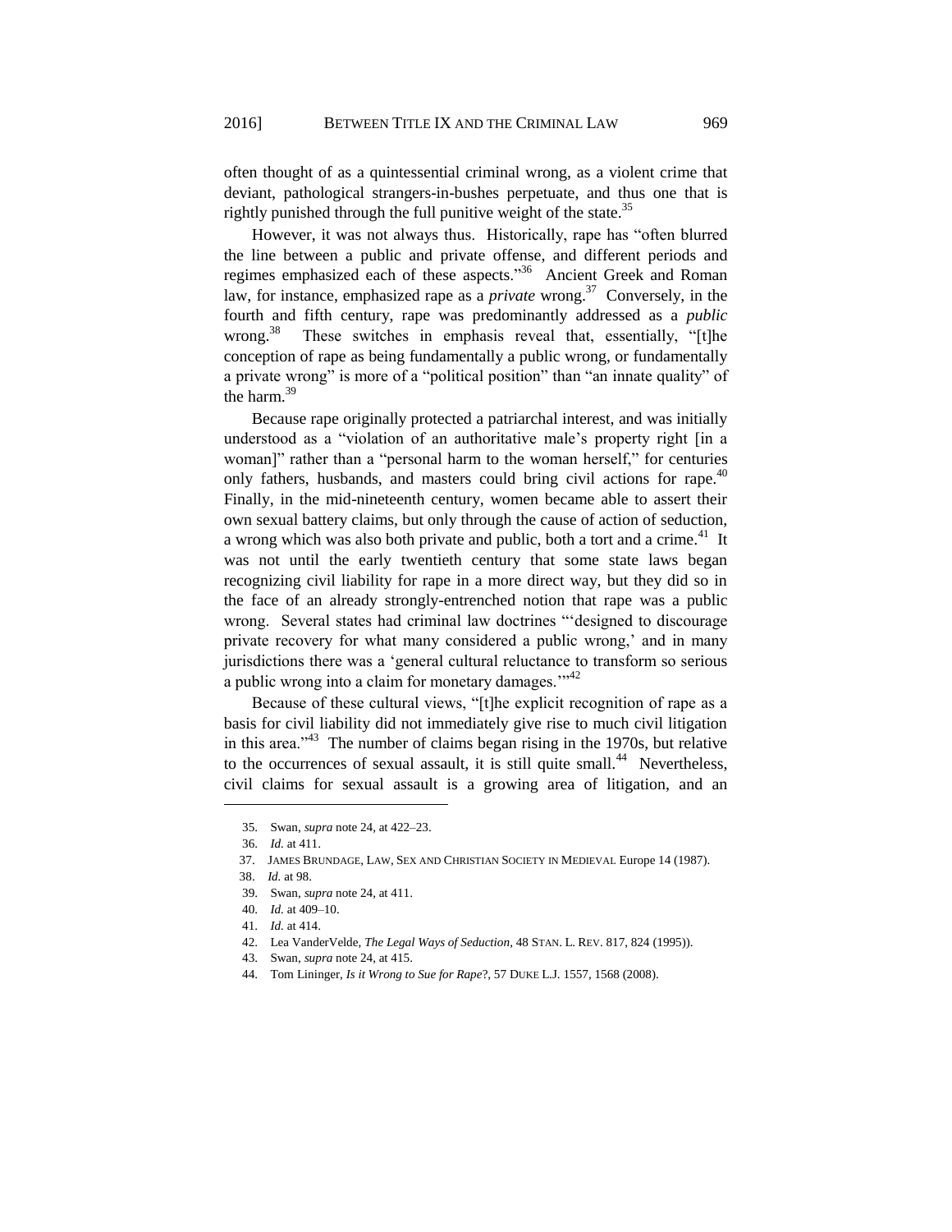often thought of as a quintessential criminal wrong, as a violent crime that deviant, pathological strangers-in-bushes perpetuate, and thus one that is rightly punished through the full punitive weight of the state.[35]

However, it was not always thus. Historically, rape has "often blurred the line between a public and private offense, and different periods and regimes emphasized each of these aspects."[36] Ancient Greek and Roman law, for instance, emphasized rape as a *private* wrong.[37] Conversely, in the fourth and fifth century, rape was predominantly addressed as a *public* wrong.[38] These switches in emphasis reveal that, essentially, "[t]he conception of rape as being fundamentally a public wrong, or fundamentally a private wrong" is more of a "political position" than "an innate quality" of the harm.[39]

Because rape originally protected a patriarchal interest, and was initially understood as a "violation of an authoritative male's property right [in a woman]" rather than a "personal harm to the woman herself," for centuries only fathers, husbands, and masters could bring civil actions for rape.[40] Finally, in the mid-nineteenth century, women became able to assert their own sexual battery claims, but only through the cause of action of seduction, a wrong which was also both private and public, both a tort and a crime.[41] It was not until the early twentieth century that some state laws began recognizing civil liability for rape in a more direct way, but they did so in the face of an already strongly-entrenched notion that rape was a public wrong. Several states had criminal law doctrines "'designed to discourage private recovery for what many considered a public wrong,' and in many jurisdictions there was a 'general cultural reluctance to transform so serious a public wrong into a claim for monetary damages.'"[42]

Because of these cultural views, "[t]he explicit recognition of rape as a basis for civil liability did not immediately give rise to much civil litigation in this area."[43] The number of claims began rising in the 1970s, but relative to the occurrences of sexual assault, it is still quite small.[44] Nevertheless, civil claims for sexual assault is a growing area of litigation, and an

---

35. Swan, *supra* note 24, at 422–23.

36. *Id.* at 411.

37. JAMES BRUNDAGE, LAW, SEX AND CHRISTIAN SOCIETY IN MEDIEVAL Europe 14 (1987).

38. *Id.* at 98.

39. Swan, *supra* note 24, at 411.

40. *Id.* at 409–10.

41. *Id.* at 414.

42. Lea VanderVelde, *The Legal Ways of Seduction*, 48 STAN. L. REV. 817, 824 (1995)).

43. Swan, *supra* note 24, at 415.

44. Tom Lininger, *Is it Wrong to Sue for Rape*?, 57 DUKE L.J. 1557, 1568 (2008).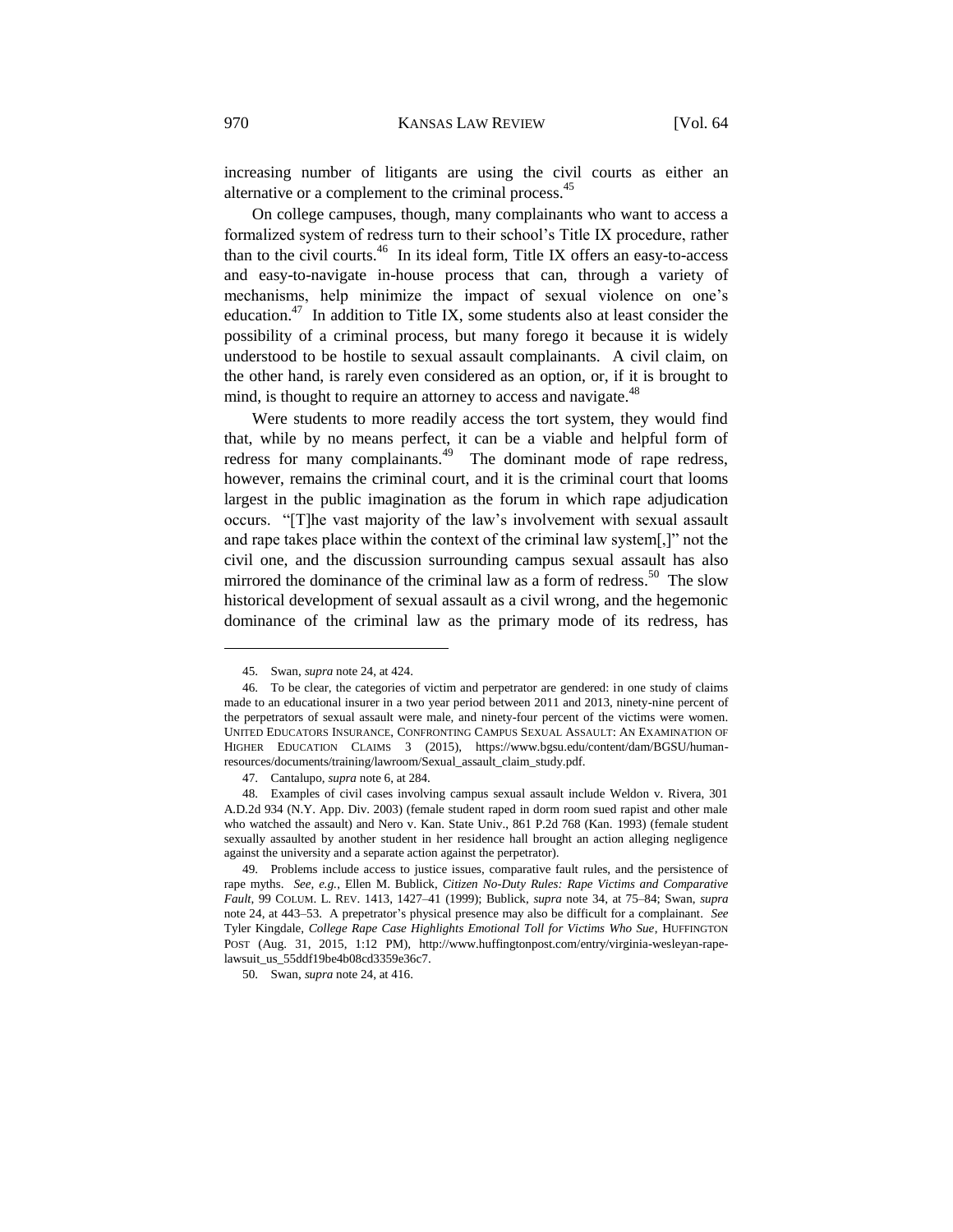increasing number of litigants are using the civil courts as either an alternative or a complement to the criminal process.[45]

On college campuses, though, many complainants who want to access a formalized system of redress turn to their school's Title IX procedure, rather than to the civil courts.[46] In its ideal form, Title IX offers an easy-to-access and easy-to-navigate in-house process that can, through a variety of mechanisms, help minimize the impact of sexual violence on one's education.[47] In addition to Title IX, some students also at least consider the possibility of a criminal process, but many forego it because it is widely understood to be hostile to sexual assault complainants. A civil claim, on the other hand, is rarely even considered as an option, or, if it is brought to mind, is thought to require an attorney to access and navigate.[48]

Were students to more readily access the tort system, they would find that, while by no means perfect, it can be a viable and helpful form of redress for many complainants.[49] The dominant mode of rape redress, however, remains the criminal court, and it is the criminal court that looms largest in the public imagination as the forum in which rape adjudication occurs. "[T]he vast majority of the law's involvement with sexual assault and rape takes place within the context of the criminal law system[,]" not the civil one, and the discussion surrounding campus sexual assault has also mirrored the dominance of the criminal law as a form of redress.[50] The slow historical development of sexual assault as a civil wrong, and the hegemonic dominance of the criminal law as the primary mode of its redress, has

---

45. Swan, *supra* note 24, at 424.

46. To be clear, the categories of victim and perpetrator are gendered: in one study of claims made to an educational insurer in a two year period between 2011 and 2013, ninety-nine percent of the perpetrators of sexual assault were male, and ninety-four percent of the victims were women. UNITED EDUCATORS INSURANCE, CONFRONTING CAMPUS SEXUAL ASSAULT: AN EXAMINATION OF HIGHER EDUCATION CLAIMS 3 (2015), https://www.bgsu.edu/content/dam/BGSU/human-resources/documents/training/lawroom/Sexual_assault_claim_study.pdf.

47. Cantalupo, *supra* note 6, at 284.

48. Examples of civil cases involving campus sexual assault include Weldon v. Rivera, 301 A.D.2d 934 (N.Y. App. Div. 2003) (female student raped in dorm room sued rapist and other male who watched the assault) and Nero v. Kan. State Univ., 861 P.2d 768 (Kan. 1993) (female student sexually assaulted by another student in her residence hall brought an action alleging negligence against the university and a separate action against the perpetrator).

49. Problems include access to justice issues, comparative fault rules, and the persistence of rape myths. *See, e.g.*, Ellen M. Bublick, *Citizen No-Duty Rules: Rape Victims and Comparative Fault*, 99 COLUM. L. REV. 1413, 1427–41 (1999); Bublick, *supra* note 34, at 75–84; Swan, *supra* note 24, at 443–53. A prepetrator's physical presence may also be difficult for a complainant. *See* Tyler Kingdale, *College Rape Case Highlights Emotional Toll for Victims Who Sue*, HUFFINGTON POST (Aug. 31, 2015, 1:12 PM), http://www.huffingtonpost.com/entry/virginia-wesleyan-rape-lawsuit_us_55ddf19be4b08cd3359e36c7.

50. Swan, *supra* note 24, at 416.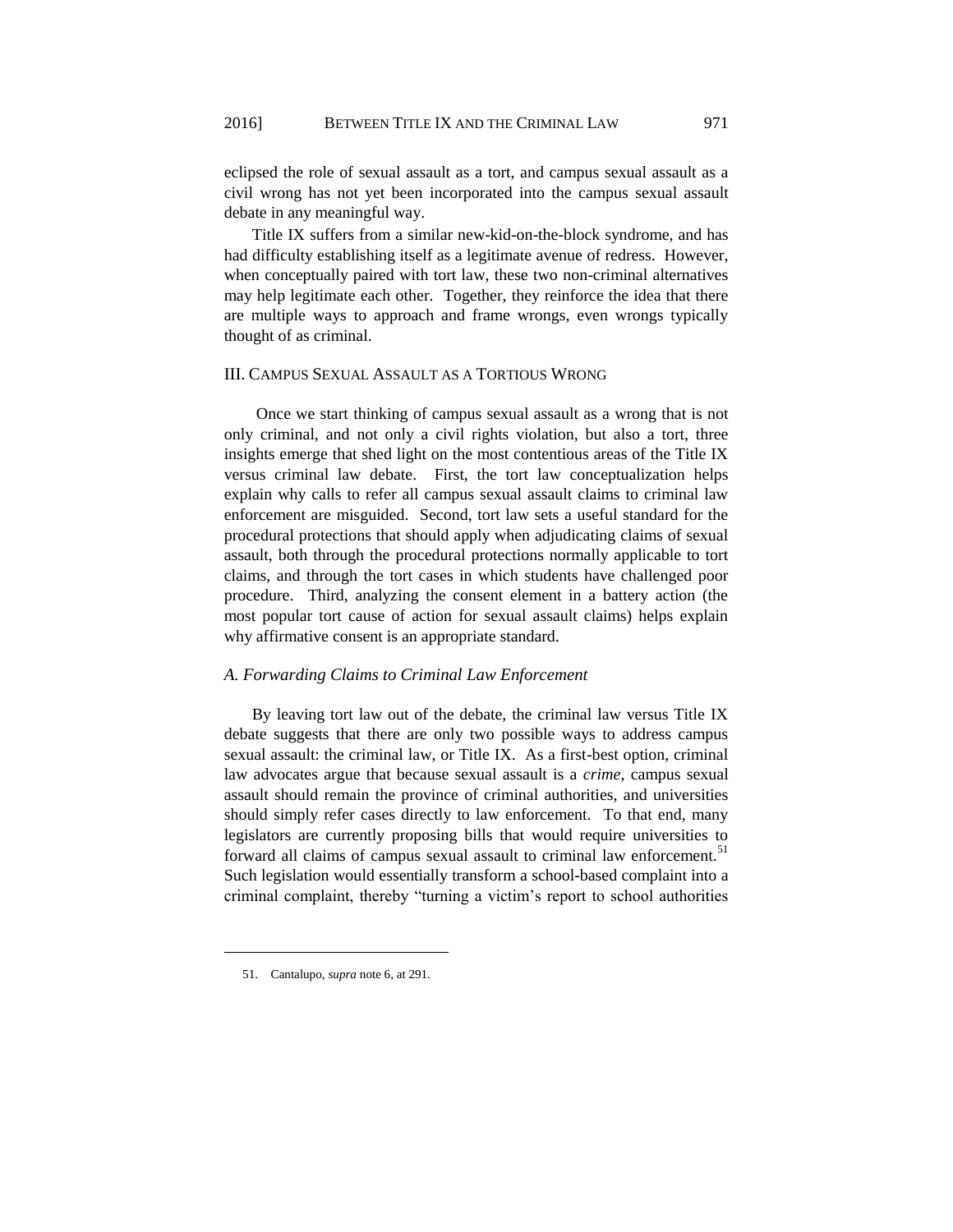eclipsed the role of sexual assault as a tort, and campus sexual assault as a civil wrong has not yet been incorporated into the campus sexual assault debate in any meaningful way.

Title IX suffers from a similar new-kid-on-the-block syndrome, and has had difficulty establishing itself as a legitimate avenue of redress. However, when conceptually paired with tort law, these two non-criminal alternatives may help legitimate each other. Together, they reinforce the idea that there are multiple ways to approach and frame wrongs, even wrongs typically thought of as criminal.

## III. Campus Sexual Assault as a Tortious Wrong

Once we start thinking of campus sexual assault as a wrong that is not only criminal, and not only a civil rights violation, but also a tort, three insights emerge that shed light on the most contentious areas of the Title IX versus criminal law debate. First, the tort law conceptualization helps explain why calls to refer all campus sexual assault claims to criminal law enforcement are misguided. Second, tort law sets a useful standard for the procedural protections that should apply when adjudicating claims of sexual assault, both through the procedural protections normally applicable to tort claims, and through the tort cases in which students have challenged poor procedure. Third, analyzing the consent element in a battery action (the most popular tort cause of action for sexual assault claims) helps explain why affirmative consent is an appropriate standard.

### *A. Forwarding Claims to Criminal Law Enforcement*

By leaving tort law out of the debate, the criminal law versus Title IX debate suggests that there are only two possible ways to address campus sexual assault: the criminal law, or Title IX. As a first-best option, criminal law advocates argue that because sexual assault is a *crime*, campus sexual assault should remain the province of criminal authorities, and universities should simply refer cases directly to law enforcement. To that end, many legislators are currently proposing bills that would require universities to forward all claims of campus sexual assault to criminal law enforcement.[51] Such legislation would essentially transform a school-based complaint into a criminal complaint, thereby "turning a victim's report to school authorities

51. Cantalupo, *supra* note 6, at 291.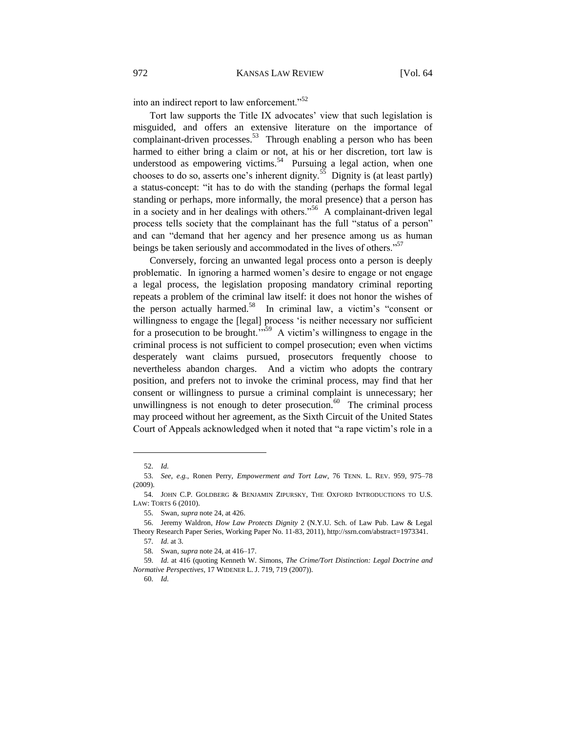into an indirect report to law enforcement."[52]

Tort law supports the Title IX advocates' view that such legislation is misguided, and offers an extensive literature on the importance of complainant-driven processes.[53] Through enabling a person who has been harmed to either bring a claim or not, at his or her discretion, tort law is understood as empowering victims.[54] Pursuing a legal action, when one chooses to do so, asserts one's inherent dignity.[55] Dignity is (at least partly) a status-concept: "it has to do with the standing (perhaps the formal legal standing or perhaps, more informally, the moral presence) that a person has in a society and in her dealings with others."[56] A complainant-driven legal process tells society that the complainant has the full "status of a person" and can "demand that her agency and her presence among us as human beings be taken seriously and accommodated in the lives of others."[57]

Conversely, forcing an unwanted legal process onto a person is deeply problematic. In ignoring a harmed women's desire to engage or not engage a legal process, the legislation proposing mandatory criminal reporting repeats a problem of the criminal law itself: it does not honor the wishes of the person actually harmed.[58] In criminal law, a victim's "consent or willingness to engage the [legal] process 'is neither necessary nor sufficient for a prosecution to be brought.'"[59] A victim's willingness to engage in the criminal process is not sufficient to compel prosecution; even when victims desperately want claims pursued, prosecutors frequently choose to nevertheless abandon charges. And a victim who adopts the contrary position, and prefers not to invoke the criminal process, may find that her consent or willingness to pursue a criminal complaint is unnecessary; her unwillingness is not enough to deter prosecution.[60] The criminal process may proceed without her agreement, as the Sixth Circuit of the United States Court of Appeals acknowledged when it noted that "a rape victim's role in a

---

52. *Id.*

53. *See, e.g.*, Ronen Perry, *Empowerment and Tort Law*, 76 TENN. L. REV. 959, 975–78 (2009).

54. JOHN C.P. GOLDBERG & BENJAMIN ZIPURSKY, THE OXFORD INTRODUCTIONS TO U.S. LAW: TORTS 6 (2010).

55. Swan, *supra* note 24, at 426.

56. Jeremy Waldron, *How Law Protects Dignity* 2 (N.Y.U. Sch. of Law Pub. Law & Legal Theory Research Paper Series, Working Paper No. 11-83, 2011), http://ssrn.com/abstract=1973341.

57. *Id.* at 3.

58. Swan, *supra* note 24, at 416–17.

59. *Id.* at 416 (quoting Kenneth W. Simons, *The Crime/Tort Distinction: Legal Doctrine and Normative Perspectives*, 17 WIDENER L. J. 719, 719 (2007)).

60. *Id.*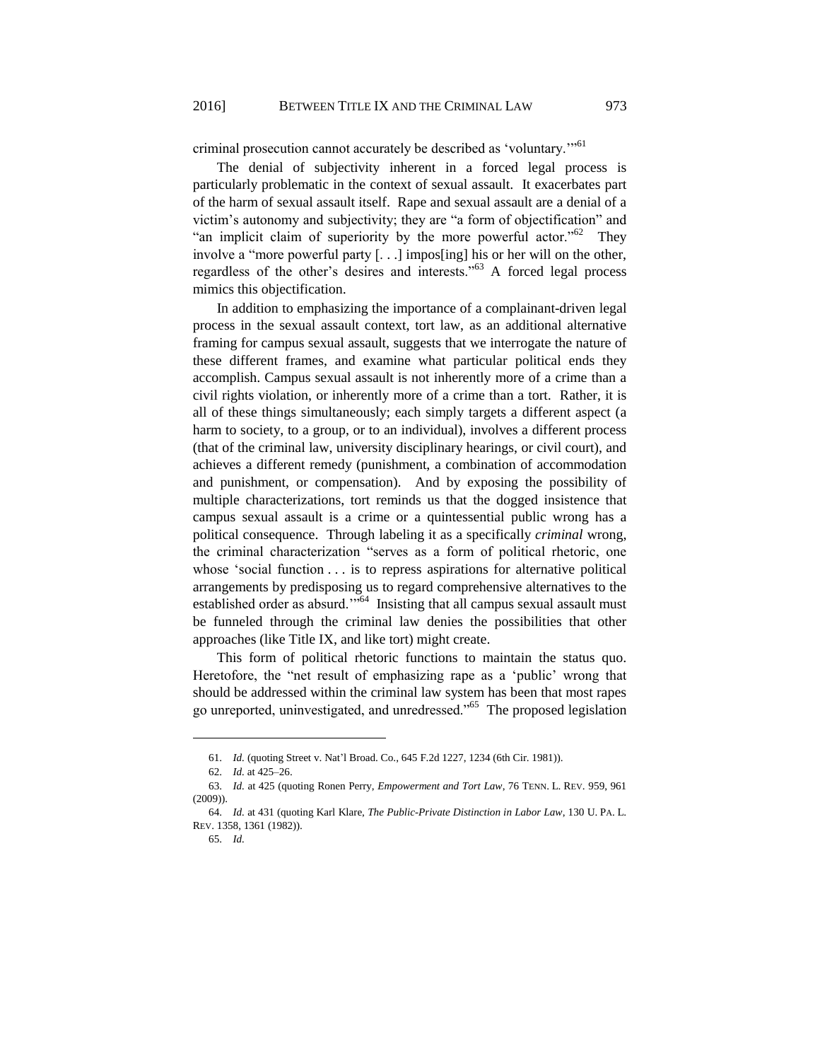criminal prosecution cannot accurately be described as 'voluntary.'"[61]

The denial of subjectivity inherent in a forced legal process is particularly problematic in the context of sexual assault. It exacerbates part of the harm of sexual assault itself. Rape and sexual assault are a denial of a victim's autonomy and subjectivity; they are "a form of objectification" and "an implicit claim of superiority by the more powerful actor."[62] They involve a "more powerful party [. . .] impos[ing] his or her will on the other, regardless of the other's desires and interests."[63] A forced legal process mimics this objectification.

In addition to emphasizing the importance of a complainant-driven legal process in the sexual assault context, tort law, as an additional alternative framing for campus sexual assault, suggests that we interrogate the nature of these different frames, and examine what particular political ends they accomplish. Campus sexual assault is not inherently more of a crime than a civil rights violation, or inherently more of a crime than a tort. Rather, it is all of these things simultaneously; each simply targets a different aspect (a harm to society, to a group, or to an individual), involves a different process (that of the criminal law, university disciplinary hearings, or civil court), and achieves a different remedy (punishment, a combination of accommodation and punishment, or compensation). And by exposing the possibility of multiple characterizations, tort reminds us that the dogged insistence that campus sexual assault is a crime or a quintessential public wrong has a political consequence. Through labeling it as a specifically *criminal* wrong, the criminal characterization "serves as a form of political rhetoric, one whose 'social function . . . is to repress aspirations for alternative political arrangements by predisposing us to regard comprehensive alternatives to the established order as absurd.'"[64] Insisting that all campus sexual assault must be funneled through the criminal law denies the possibilities that other approaches (like Title IX, and like tort) might create.

This form of political rhetoric functions to maintain the status quo. Heretofore, the "net result of emphasizing rape as a 'public' wrong that should be addressed within the criminal law system has been that most rapes go unreported, uninvestigated, and unredressed."[65] The proposed legislation

---

61. *Id.* (quoting Street v. Nat'l Broad. Co., 645 F.2d 1227, 1234 (6th Cir. 1981)).

62. *Id.* at 425–26.

63. *Id.* at 425 (quoting Ronen Perry, *Empowerment and Tort Law*, 76 TENN. L. REV. 959, 961 (2009)).

64. *Id.* at 431 (quoting Karl Klare, *The Public-Private Distinction in Labor Law*, 130 U. PA. L. REV. 1358, 1361 (1982)).

65. *Id.*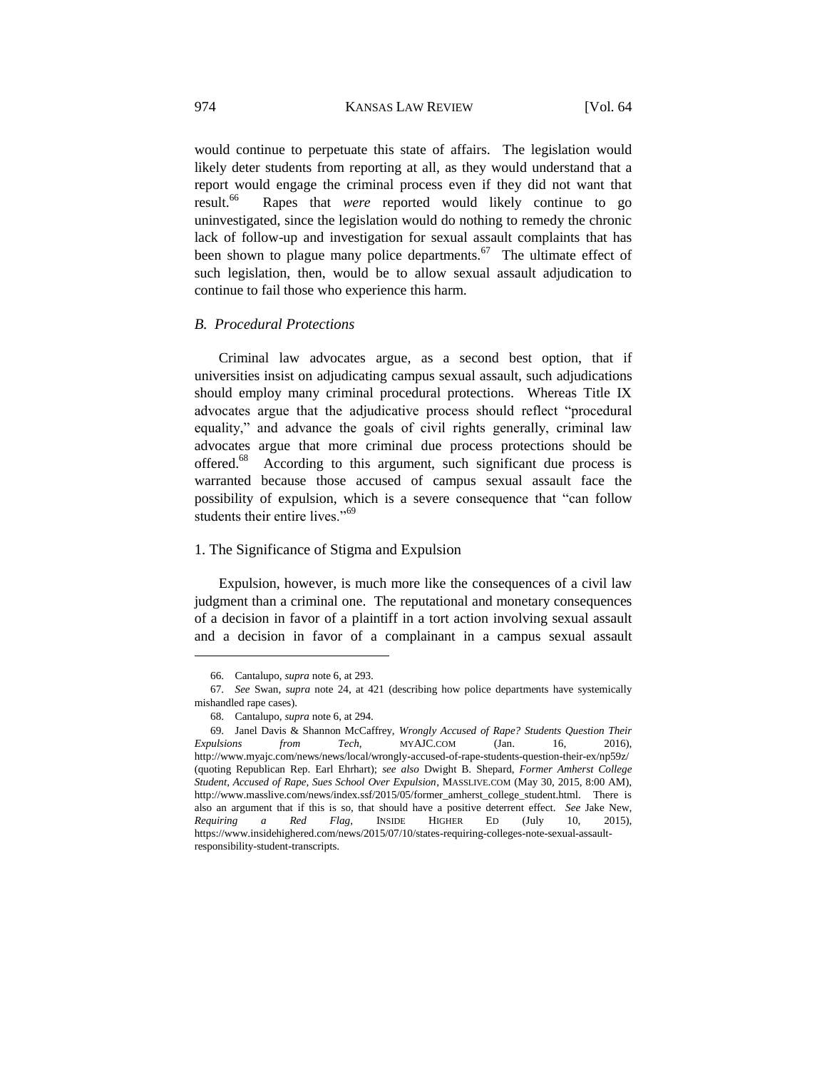would continue to perpetuate this state of affairs. The legislation would likely deter students from reporting at all, as they would understand that a report would engage the criminal process even if they did not want that result.[66] Rapes that *were* reported would likely continue to go uninvestigated, since the legislation would do nothing to remedy the chronic lack of follow-up and investigation for sexual assault complaints that has been shown to plague many police departments.[67] The ultimate effect of such legislation, then, would be to allow sexual assault adjudication to continue to fail those who experience this harm.

### *B. Procedural Protections*

Criminal law advocates argue, as a second best option, that if universities insist on adjudicating campus sexual assault, such adjudications should employ many criminal procedural protections. Whereas Title IX advocates argue that the adjudicative process should reflect "procedural equality," and advance the goals of civil rights generally, criminal law advocates argue that more criminal due process protections should be offered.[68] According to this argument, such significant due process is warranted because those accused of campus sexual assault face the possibility of expulsion, which is a severe consequence that "can follow students their entire lives."[69]

#### 1. The Significance of Stigma and Expulsion

Expulsion, however, is much more like the consequences of a civil law judgment than a criminal one. The reputational and monetary consequences of a decision in favor of a plaintiff in a tort action involving sexual assault and a decision in favor of a complainant in a campus sexual assault

---

66. Cantalupo, *supra* note 6, at 293.

67. *See* Swan, *supra* note 24, at 421 (describing how police departments have systemically mishandled rape cases).

68. Cantalupo, *supra* note 6, at 294.

69. Janel Davis & Shannon McCaffrey, *Wrongly Accused of Rape? Students Question Their Expulsions from Tech*, MYAJC.COM (Jan. 16, 2016), http://www.myajc.com/news/news/local/wrongly-accused-of-rape-students-question-their-ex/np59z/ (quoting Republican Rep. Earl Ehrhart); *see also* Dwight B. Shepard, *Former Amherst College Student, Accused of Rape, Sues School Over Expulsion*, MASSLIVE.COM (May 30, 2015, 8:00 AM), http://www.masslive.com/news/index.ssf/2015/05/former_amherst_college_student.html. There is also an argument that if this is so, that should have a positive deterrent effect. *See* Jake New, *Requiring a Red Flag*, INSIDE HIGHER ED (July 10, 2015), https://www.insidehighered.com/news/2015/07/10/states-requiring-colleges-note-sexual-assault-responsibility-student-transcripts.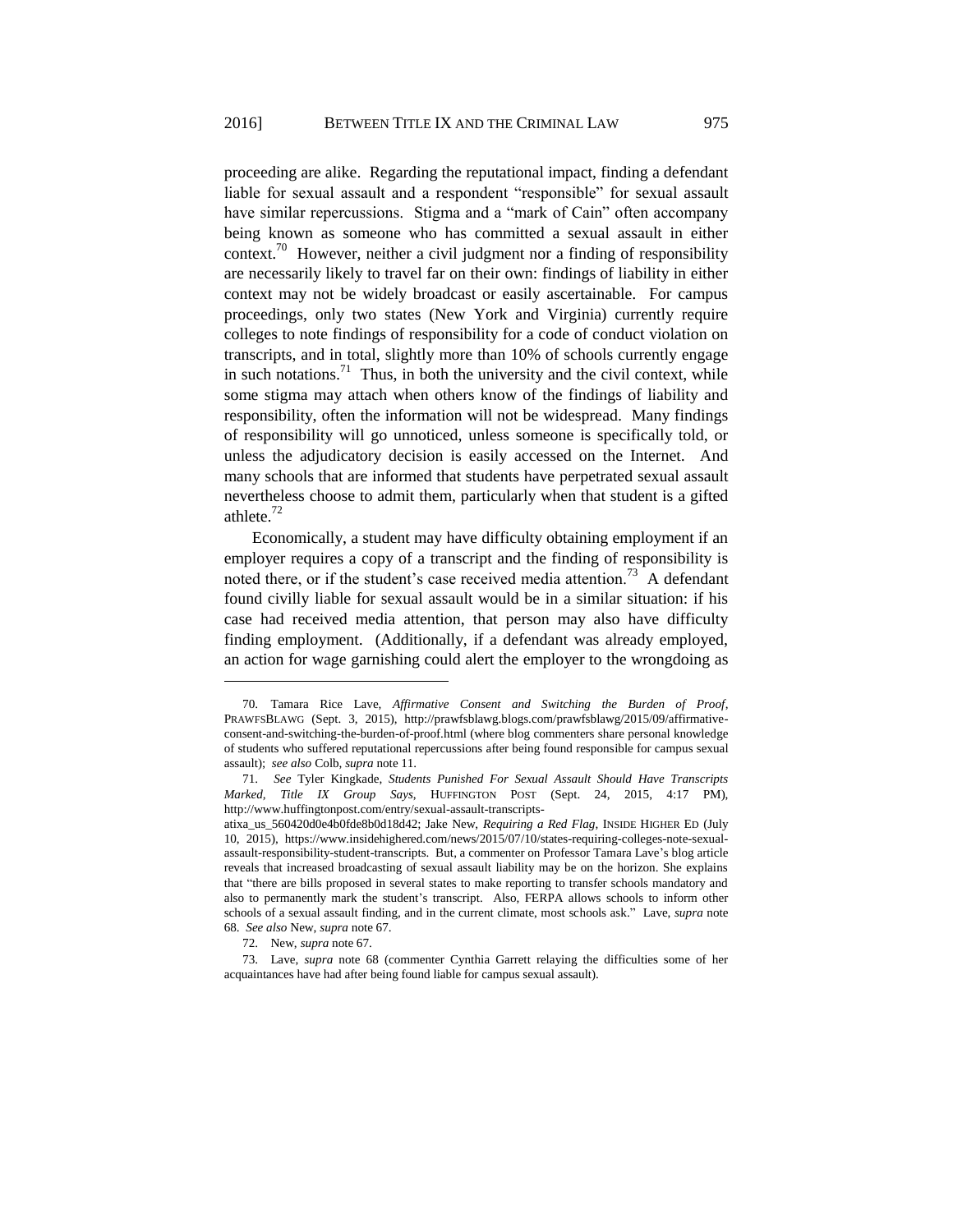proceeding are alike. Regarding the reputational impact, finding a defendant liable for sexual assault and a respondent "responsible" for sexual assault have similar repercussions. Stigma and a "mark of Cain" often accompany being known as someone who has committed a sexual assault in either context.[70] However, neither a civil judgment nor a finding of responsibility are necessarily likely to travel far on their own: findings of liability in either context may not be widely broadcast or easily ascertainable. For campus proceedings, only two states (New York and Virginia) currently require colleges to note findings of responsibility for a code of conduct violation on transcripts, and in total, slightly more than 10% of schools currently engage in such notations.[71] Thus, in both the university and the civil context, while some stigma may attach when others know of the findings of liability and responsibility, often the information will not be widespread. Many findings of responsibility will go unnoticed, unless someone is specifically told, or unless the adjudicatory decision is easily accessed on the Internet. And many schools that are informed that students have perpetrated sexual assault nevertheless choose to admit them, particularly when that student is a gifted athlete.[72]

Economically, a student may have difficulty obtaining employment if an employer requires a copy of a transcript and the finding of responsibility is noted there, or if the student's case received media attention.[73] A defendant found civilly liable for sexual assault would be in a similar situation: if his case had received media attention, that person may also have difficulty finding employment. (Additionally, if a defendant was already employed, an action for wage garnishing could alert the employer to the wrongdoing as

---

70. Tamara Rice Lave, *Affirmative Consent and Switching the Burden of Proof*, PRAWFSBLAWG (Sept. 3, 2015), http://prawfsblawg.blogs.com/prawfsblawg/2015/09/affirmative-consent-and-switching-the-burden-of-proof.html (where blog commenters share personal knowledge of students who suffered reputational repercussions after being found responsible for campus sexual assault); *see also* Colb, *supra* note 11.

71. *See* Tyler Kingkade, *Students Punished For Sexual Assault Should Have Transcripts Marked, Title IX Group Says*, HUFFINGTON POST (Sept. 24, 2015, 4:17 PM), http://www.huffingtonpost.com/entry/sexual-assault-transcripts-atixa_us_560420d0e4b0fde8b0d18d42; Jake New, *Requiring a Red Flag*, INSIDE HIGHER ED (July 10, 2015), https://www.insidehighered.com/news/2015/07/10/states-requiring-colleges-note-sexual-assault-responsibility-student-transcripts. But, a commenter on Professor Tamara Lave's blog article reveals that increased broadcasting of sexual assault liability may be on the horizon. She explains that "there are bills proposed in several states to make reporting to transfer schools mandatory and also to permanently mark the student's transcript. Also, FERPA allows schools to inform other schools of a sexual assault finding, and in the current climate, most schools ask." Lave, *supra* note 68. *See also* New, *supra* note 67.

72. New, *supra* note 67.

73. Lave, *supra* note 68 (commenter Cynthia Garrett relaying the difficulties some of her acquaintances have had after being found liable for campus sexual assault).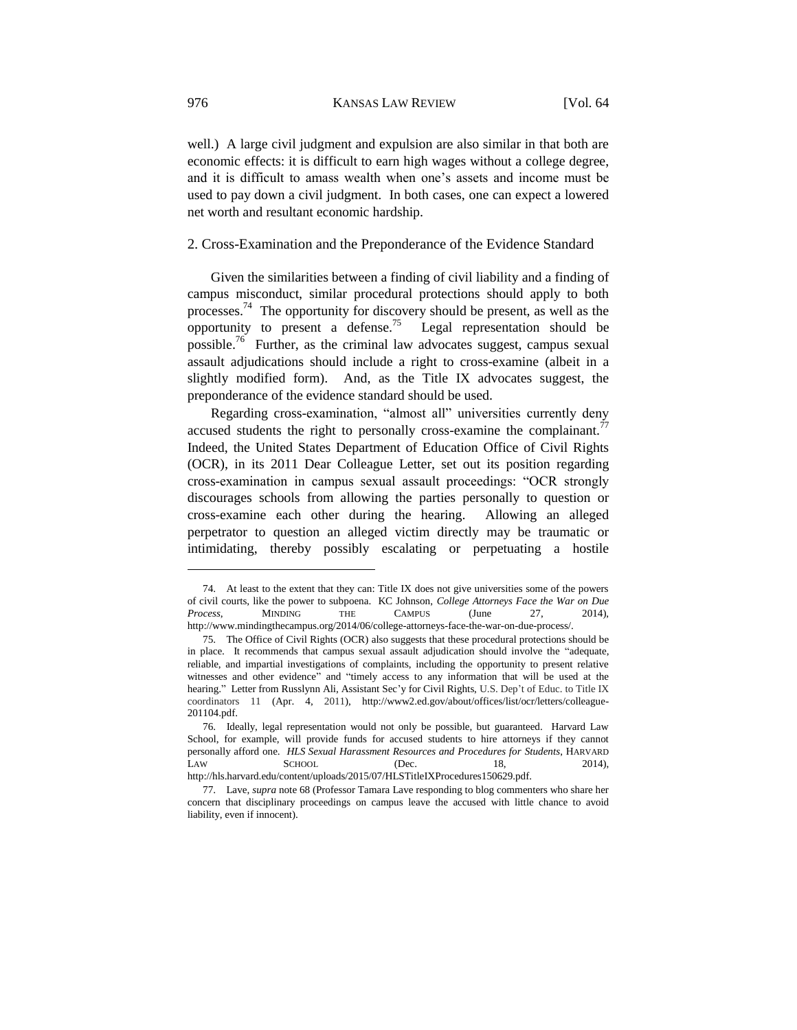well.) A large civil judgment and expulsion are also similar in that both are economic effects: it is difficult to earn high wages without a college degree, and it is difficult to amass wealth when one's assets and income must be used to pay down a civil judgment. In both cases, one can expect a lowered net worth and resultant economic hardship.

### 2. Cross-Examination and the Preponderance of the Evidence Standard

Given the similarities between a finding of civil liability and a finding of campus misconduct, similar procedural protections should apply to both processes.[74] The opportunity for discovery should be present, as well as the opportunity to present a defense.[75] Legal representation should be possible.[76] Further, as the criminal law advocates suggest, campus sexual assault adjudications should include a right to cross-examine (albeit in a slightly modified form). And, as the Title IX advocates suggest, the preponderance of the evidence standard should be used.

Regarding cross-examination, "almost all" universities currently deny accused students the right to personally cross-examine the complainant.[77] Indeed, the United States Department of Education Office of Civil Rights (OCR), in its 2011 Dear Colleague Letter, set out its position regarding cross-examination in campus sexual assault proceedings: "OCR strongly discourages schools from allowing the parties personally to question or cross-examine each other during the hearing. Allowing an alleged perpetrator to question an alleged victim directly may be traumatic or intimidating, thereby possibly escalating or perpetuating a hostile

---

74. At least to the extent that they can: Title IX does not give universities some of the powers of civil courts, like the power to subpoena. KC Johnson, *College Attorneys Face the War on Due Process*, MINDING THE CAMPUS (June 27, 2014), http://www.mindingthecampus.org/2014/06/college-attorneys-face-the-war-on-due-process/.

75. The Office of Civil Rights (OCR) also suggests that these procedural protections should be in place. It recommends that campus sexual assault adjudication should involve the "adequate, reliable, and impartial investigations of complaints, including the opportunity to present relative witnesses and other evidence" and "timely access to any information that will be used at the hearing." Letter from Russlynn Ali, Assistant Sec'y for Civil Rights, U.S. Dep't of Educ. to Title IX coordinators 11 (Apr. 4, 2011), http://www2.ed.gov/about/offices/list/ocr/letters/colleague-201104.pdf.

76. Ideally, legal representation would not only be possible, but guaranteed. Harvard Law School, for example, will provide funds for accused students to hire attorneys if they cannot personally afford one. *HLS Sexual Harassment Resources and Procedures for Students*, HARVARD LAW SCHOOL (Dec. 18, 2014), http://hls.harvard.edu/content/uploads/2015/07/HLSTitleIXProcedures150629.pdf.

77. Lave, *supra* note 68 (Professor Tamara Lave responding to blog commenters who share her concern that disciplinary proceedings on campus leave the accused with little chance to avoid liability, even if innocent).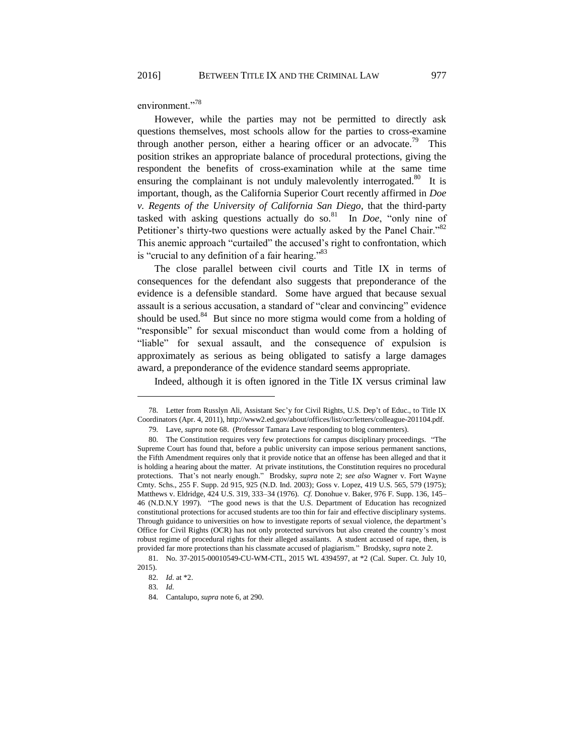environment."[78]

However, while the parties may not be permitted to directly ask questions themselves, most schools allow for the parties to cross-examine through another person, either a hearing officer or an advocate.[79] This position strikes an appropriate balance of procedural protections, giving the respondent the benefits of cross-examination while at the same time ensuring the complainant is not unduly malevolently interrogated.[80] It is important, though, as the California Superior Court recently affirmed in *Doe v. Regents of the University of California San Diego*, that the third-party tasked with asking questions actually do so.[81] In *Doe*, "only nine of Petitioner's thirty-two questions were actually asked by the Panel Chair."[82] This anemic approach "curtailed" the accused's right to confrontation, which is "crucial to any definition of a fair hearing."[83]

The close parallel between civil courts and Title IX in terms of consequences for the defendant also suggests that preponderance of the evidence is a defensible standard. Some have argued that because sexual assault is a serious accusation, a standard of "clear and convincing" evidence should be used.[84] But since no more stigma would come from a holding of "responsible" for sexual misconduct than would come from a holding of "liable" for sexual assault, and the consequence of expulsion is approximately as serious as being obligated to satisfy a large damages award, a preponderance of the evidence standard seems appropriate.

Indeed, although it is often ignored in the Title IX versus criminal law

---

78. Letter from Russlyn Ali, Assistant Sec'y for Civil Rights, U.S. Dep't of Educ., to Title IX Coordinators (Apr. 4, 2011), http://www2.ed.gov/about/offices/list/ocr/letters/colleague-201104.pdf.

79. Lave, *supra* note 68. (Professor Tamara Lave responding to blog commenters).

80. The Constitution requires very few protections for campus disciplinary proceedings. "The Supreme Court has found that, before a public university can impose serious permanent sanctions, the Fifth Amendment requires only that it provide notice that an offense has been alleged and that it is holding a hearing about the matter. At private institutions, the Constitution requires no procedural protections. That's not nearly enough." Brodsky, *supra* note 2; *see also* Wagner v. Fort Wayne Cmty. Schs., 255 F. Supp. 2d 915, 925 (N.D. Ind. 2003); Goss v. Lopez, 419 U.S. 565, 579 (1975); Matthews v. Eldridge, 424 U.S. 319, 333–34 (1976). *Cf.* Donohue v. Baker, 976 F. Supp. 136, 145–46 (N.D.N.Y 1997). "The good news is that the U.S. Department of Education has recognized constitutional protections for accused students are too thin for fair and effective disciplinary systems. Through guidance to universities on how to investigate reports of sexual violence, the department's Office for Civil Rights (OCR) has not only protected survivors but also created the country's most robust regime of procedural rights for their alleged assailants. A student accused of rape, then, is provided far more protections than his classmate accused of plagiarism." Brodsky, *supra* note 2.

81. No. 37-2015-00010549-CU-WM-CTL, 2015 WL 4394597, at *2 (Cal. Super. Ct. July 10, 2015).

82. *Id.* at *2.

83. *Id.*

84. Cantalupo, *supra* note 6, at 290.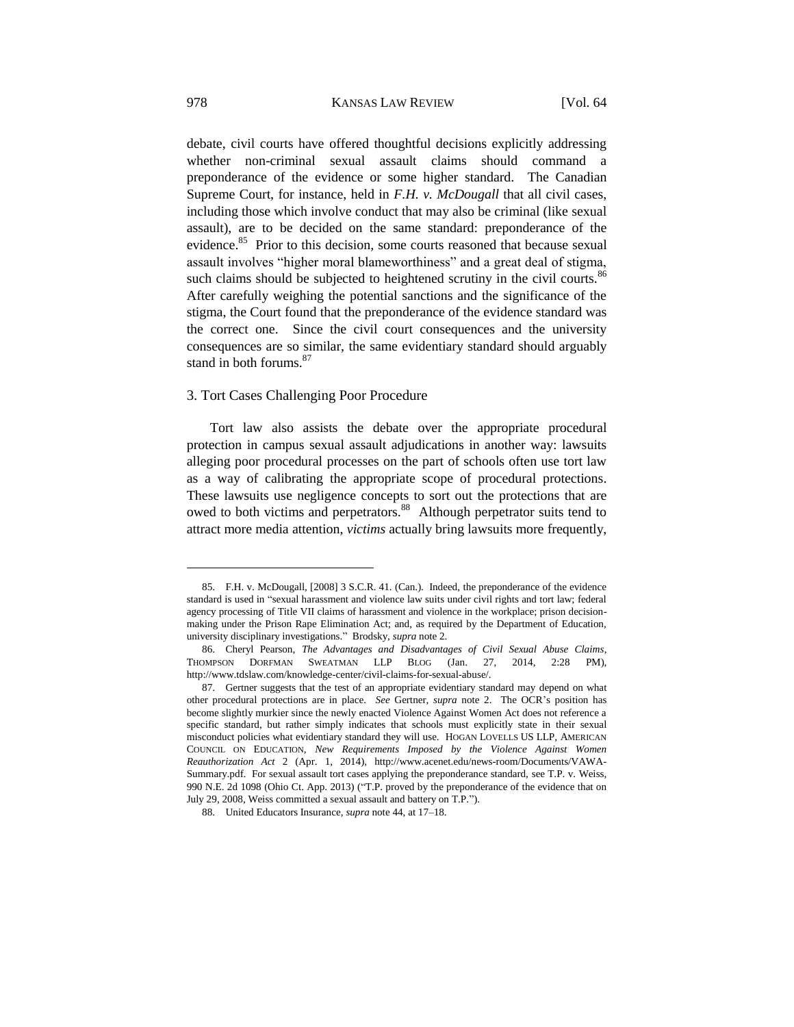debate, civil courts have offered thoughtful decisions explicitly addressing whether non-criminal sexual assault claims should command a preponderance of the evidence or some higher standard. The Canadian Supreme Court, for instance, held in *F.H. v. McDougall* that all civil cases, including those which involve conduct that may also be criminal (like sexual assault), are to be decided on the same standard: preponderance of the evidence.[85] Prior to this decision, some courts reasoned that because sexual assault involves "higher moral blameworthiness" and a great deal of stigma, such claims should be subjected to heightened scrutiny in the civil courts.[86] After carefully weighing the potential sanctions and the significance of the stigma, the Court found that the preponderance of the evidence standard was the correct one. Since the civil court consequences and the university consequences are so similar, the same evidentiary standard should arguably stand in both forums.[87]

### 3. Tort Cases Challenging Poor Procedure

Tort law also assists the debate over the appropriate procedural protection in campus sexual assault adjudications in another way: lawsuits alleging poor procedural processes on the part of schools often use tort law as a way of calibrating the appropriate scope of procedural protections. These lawsuits use negligence concepts to sort out the protections that are owed to both victims and perpetrators.[88] Although perpetrator suits tend to attract more media attention, *victims* actually bring lawsuits more frequently,

---

85. F.H. v. McDougall, [2008] 3 S.C.R. 41. (Can.). Indeed, the preponderance of the evidence standard is used in "sexual harassment and violence law suits under civil rights and tort law; federal agency processing of Title VII claims of harassment and violence in the workplace; prison decision-making under the Prison Rape Elimination Act; and, as required by the Department of Education, university disciplinary investigations." Brodsky, *supra* note 2.

86. Cheryl Pearson, *The Advantages and Disadvantages of Civil Sexual Abuse Claims*, THOMPSON DORFMAN SWEATMAN LLP BLOG (Jan. 27, 2014, 2:28 PM), http://www.tdslaw.com/knowledge-center/civil-claims-for-sexual-abuse/.

87. Gertner suggests that the test of an appropriate evidentiary standard may depend on what other procedural protections are in place. *See* Gertner, *supra* note 2. The OCR's position has become slightly murkier since the newly enacted Violence Against Women Act does not reference a specific standard, but rather simply indicates that schools must explicitly state in their sexual misconduct policies what evidentiary standard they will use. HOGAN LOVELLS US LLP, AMERICAN COUNCIL ON EDUCATION, *New Requirements Imposed by the Violence Against Women Reauthorization Act* 2 (Apr. 1, 2014), http://www.acenet.edu/news-room/Documents/VAWA-Summary.pdf. For sexual assault tort cases applying the preponderance standard, see T.P. v. Weiss, 990 N.E. 2d 1098 (Ohio Ct. App. 2013) ("T.P. proved by the preponderance of the evidence that on July 29, 2008, Weiss committed a sexual assault and battery on T.P.").

88. United Educators Insurance, *supra* note 44, at 17–18.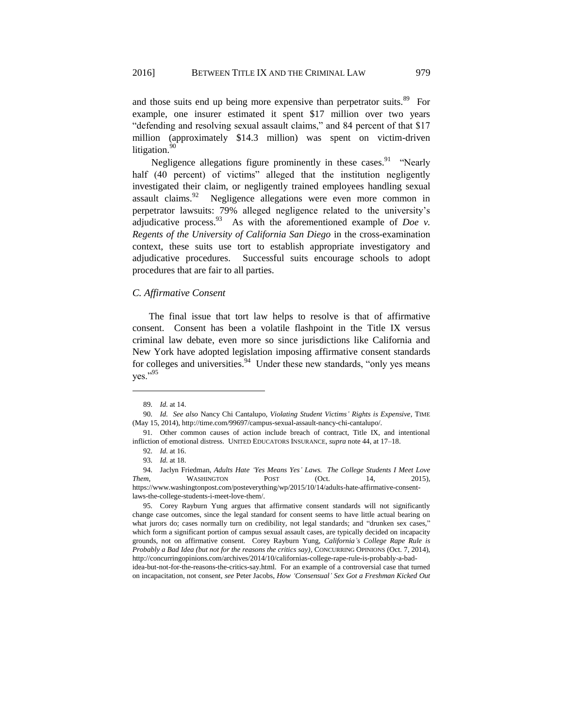and those suits end up being more expensive than perpetrator suits.[89] For example, one insurer estimated it spent $17 million over two years "defending and resolving sexual assault claims," and 84 percent of that $17 million (approximately $14.3 million) was spent on victim-driven litigation.[90]

Negligence allegations figure prominently in these cases.[91] "Nearly half (40 percent) of victims" alleged that the institution negligently investigated their claim, or negligently trained employees handling sexual assault claims.[92] Negligence allegations were even more common in perpetrator lawsuits: 79% alleged negligence related to the university's adjudicative process.[93] As with the aforementioned example of *Doe v. Regents of the University of California San Diego* in the cross-examination context, these suits use tort to establish appropriate investigatory and adjudicative procedures. Successful suits encourage schools to adopt procedures that are fair to all parties.

### *C. Affirmative Consent*

The final issue that tort law helps to resolve is that of affirmative consent. Consent has been a volatile flashpoint in the Title IX versus criminal law debate, even more so since jurisdictions like California and New York have adopted legislation imposing affirmative consent standards for colleges and universities.[94] Under these new standards, "only yes means yes."[95]

---

89. *Id.* at 14.

90. *Id. See also* Nancy Chi Cantalupo, *Violating Student Victims' Rights is Expensive*, TIME (May 15, 2014), http://time.com/99697/campus-sexual-assault-nancy-chi-cantalupo/.

91. Other common causes of action include breach of contract, Title IX, and intentional infliction of emotional distress. UNITED EDUCATORS INSURANCE, *supra* note 44, at 17–18.

92. *Id.* at 16.

93. *Id.* at 18.

94. Jaclyn Friedman, *Adults Hate 'Yes Means Yes' Laws. The College Students I Meet Love Them*, WASHINGTON POST (Oct. 14, 2015), https://www.washingtonpost.com/posteverything/wp/2015/10/14/adults-hate-affirmative-consent-laws-the-college-students-i-meet-love-them/.

95. Corey Rayburn Yung argues that affirmative consent standards will not significantly change case outcomes, since the legal standard for consent seems to have little actual bearing on what jurors do; cases normally turn on credibility, not legal standards; and "drunken sex cases," which form a significant portion of campus sexual assault cases, are typically decided on incapacity grounds, not on affirmative consent. Corey Rayburn Yung, *California's College Rape Rule is Probably a Bad Idea (but not for the reasons the critics say)*, CONCURRING OPINIONS (Oct. 7, 2014), http://concurringopinions.com/archives/2014/10/californias-college-rape-rule-is-probably-a-bad-idea-but-not-for-the-reasons-the-critics-say.html. For an example of a controversial case that turned on incapacitation, not consent, *see* Peter Jacobs, *How 'Consensual' Sex Got a Freshman Kicked Out*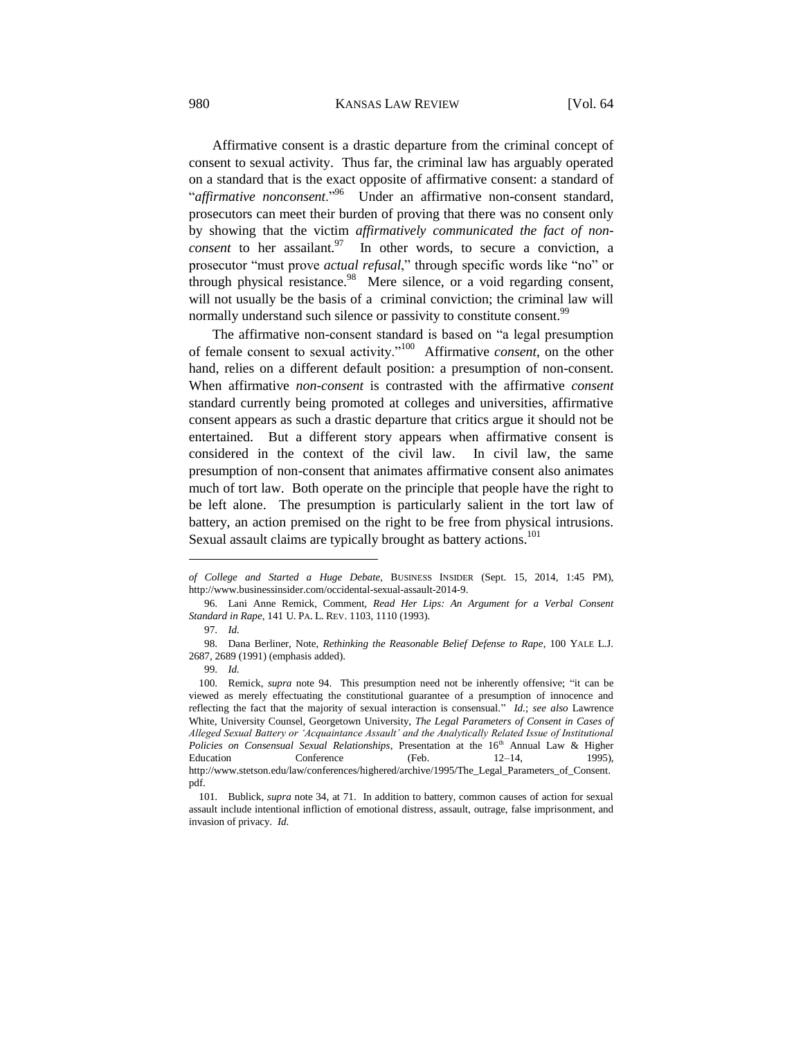Affirmative consent is a drastic departure from the criminal concept of consent to sexual activity. Thus far, the criminal law has arguably operated on a standard that is the exact opposite of affirmative consent: a standard of "*affirmative nonconsent*."[96] Under an affirmative non-consent standard, prosecutors can meet their burden of proving that there was no consent only by showing that the victim *affirmatively communicated the fact of non-consent* to her assailant.[97] In other words, to secure a conviction, a prosecutor "must prove *actual refusal*," through specific words like "no" or through physical resistance.[98] Mere silence, or a void regarding consent, will not usually be the basis of a criminal conviction; the criminal law will normally understand such silence or passivity to constitute consent.[99]

The affirmative non-consent standard is based on "a legal presumption of female consent to sexual activity."[100] Affirmative *consent*, on the other hand, relies on a different default position: a presumption of non-consent. When affirmative *non-consent* is contrasted with the affirmative *consent* standard currently being promoted at colleges and universities, affirmative consent appears as such a drastic departure that critics argue it should not be entertained. But a different story appears when affirmative consent is considered in the context of the civil law. In civil law, the same presumption of non-consent that animates affirmative consent also animates much of tort law. Both operate on the principle that people have the right to be left alone. The presumption is particularly salient in the tort law of battery, an action premised on the right to be free from physical intrusions. Sexual assault claims are typically brought as battery actions.[101]

---

*of College and Started a Huge Debate*, BUSINESS INSIDER (Sept. 15, 2014, 1:45 PM), http://www.businessinsider.com/occidental-sexual-assault-2014-9.

96. Lani Anne Remick, Comment, *Read Her Lips: An Argument for a Verbal Consent Standard in Rape*, 141 U. PA. L. REV. 1103, 1110 (1993).

97. *Id.*

98. Dana Berliner, Note, *Rethinking the Reasonable Belief Defense to Rape*, 100 YALE L.J. 2687, 2689 (1991) (emphasis added).

99. *Id.*

100. Remick, *supra* note 94. This presumption need not be inherently offensive; "it can be viewed as merely effectuating the constitutional guarantee of a presumption of innocence and reflecting the fact that the majority of sexual interaction is consensual." *Id.*; *see also* Lawrence White, University Counsel, Georgetown University, *The Legal Parameters of Consent in Cases of Alleged Sexual Battery or 'Acquaintance Assault' and the Analytically Related Issue of Institutional Policies on Consensual Sexual Relationships*, Presentation at the 16th Annual Law & Higher Education Conference (Feb. 12–14, 1995), http://www.stetson.edu/law/conferences/highered/archive/1995/The_Legal_Parameters_of_Consent.pdf.

101. Bublick, *supra* note 34, at 71. In addition to battery, common causes of action for sexual assault include intentional infliction of emotional distress, assault, outrage, false imprisonment, and invasion of privacy. *Id.*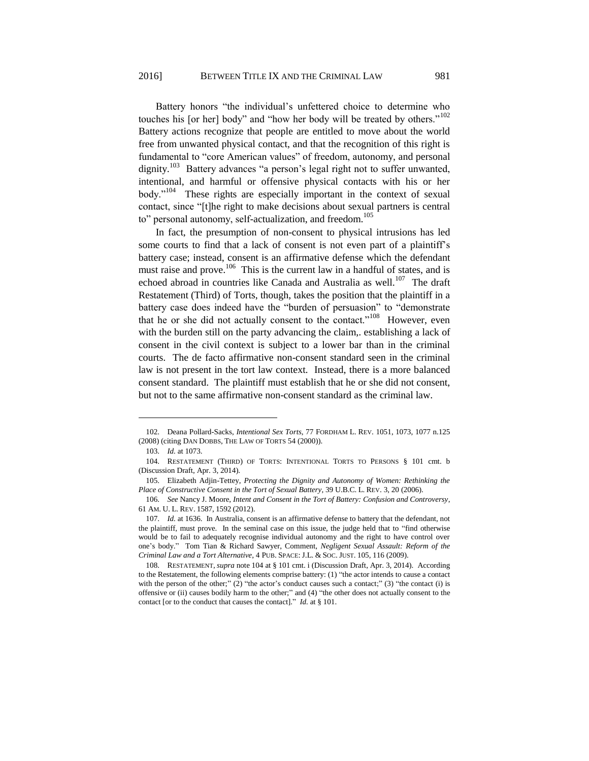Battery honors "the individual's unfettered choice to determine who touches his [or her] body" and "how her body will be treated by others."[102] Battery actions recognize that people are entitled to move about the world free from unwanted physical contact, and that the recognition of this right is fundamental to "core American values" of freedom, autonomy, and personal dignity.[103] Battery advances "a person's legal right not to suffer unwanted, intentional, and harmful or offensive physical contacts with his or her body."[104] These rights are especially important in the context of sexual contact, since "[t]he right to make decisions about sexual partners is central to" personal autonomy, self-actualization, and freedom.[105]

In fact, the presumption of non-consent to physical intrusions has led some courts to find that a lack of consent is not even part of a plaintiff's battery case; instead, consent is an affirmative defense which the defendant must raise and prove.[106] This is the current law in a handful of states, and is echoed abroad in countries like Canada and Australia as well.[107] The draft Restatement (Third) of Torts, though, takes the position that the plaintiff in a battery case does indeed have the "burden of persuasion" to "demonstrate that he or she did not actually consent to the contact."[108] However, even with the burden still on the party advancing the claim,. establishing a lack of consent in the civil context is subject to a lower bar than in the criminal courts. The de facto affirmative non-consent standard seen in the criminal law is not present in the tort law context. Instead, there is a more balanced consent standard. The plaintiff must establish that he or she did not consent, but not to the same affirmative non-consent standard as the criminal law.

---

102. Deana Pollard-Sacks, *Intentional Sex Torts*, 77 FORDHAM L. REV. 1051, 1073, 1077 n.125 (2008) (citing DAN DOBBS, THE LAW OF TORTS 54 (2000)).

103. *Id.* at 1073.

104. RESTATEMENT (THIRD) OF TORTS: INTENTIONAL TORTS TO PERSONS § 101 cmt. b (Discussion Draft, Apr. 3, 2014).

105. Elizabeth Adjin-Tettey, *Protecting the Dignity and Autonomy of Women: Rethinking the Place of Constructive Consent in the Tort of Sexual Battery*, 39 U.B.C. L. REV. 3, 20 (2006).

106. *See* Nancy J. Moore, *Intent and Consent in the Tort of Battery: Confusion and Controversy*, 61 AM. U. L. REV. 1587, 1592 (2012).

107. *Id.* at 1636. In Australia, consent is an affirmative defense to battery that the defendant, not the plaintiff, must prove. In the seminal case on this issue, the judge held that to "find otherwise would be to fail to adequately recognise individual autonomy and the right to have control over one's body." Tom Tian & Richard Sawyer, Comment, *Negligent Sexual Assault: Reform of the Criminal Law and a Tort Alternative*, 4 PUB. SPACE: J.L. & SOC. JUST. 105, 116 (2009).

108. RESTATEMENT, *supra* note 104 at § 101 cmt. i (Discussion Draft, Apr. 3, 2014). According to the Restatement, the following elements comprise battery: (1) "the actor intends to cause a contact with the person of the other;" (2) "the actor's conduct causes such a contact;" (3) "the contact (i) is offensive or (ii) causes bodily harm to the other;" and (4) "the other does not actually consent to the contact [or to the conduct that causes the contact]." *Id.* at § 101.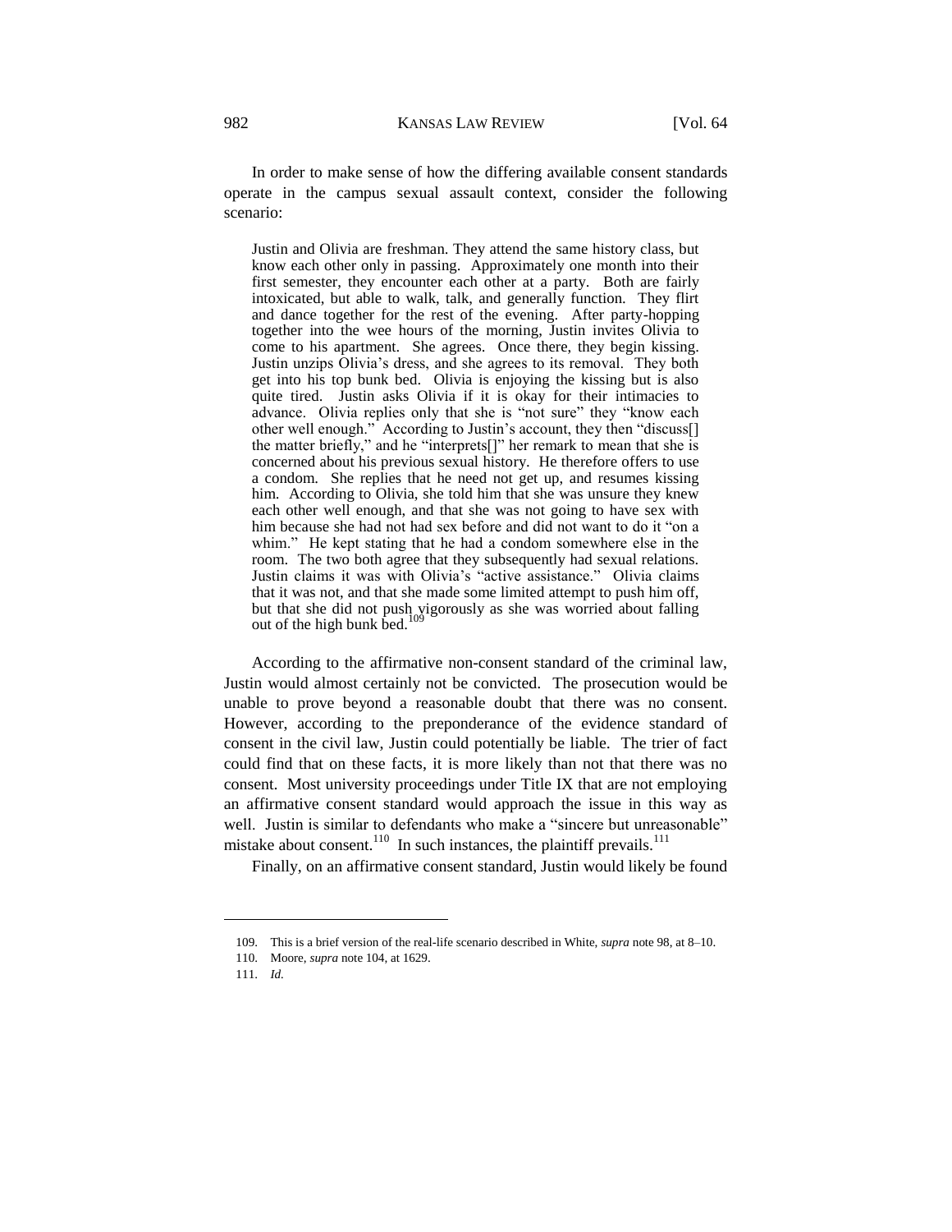In order to make sense of how the differing available consent standards operate in the campus sexual assault context, consider the following scenario:

> Justin and Olivia are freshman. They attend the same history class, but know each other only in passing. Approximately one month into their first semester, they encounter each other at a party. Both are fairly intoxicated, but able to walk, talk, and generally function. They flirt and dance together for the rest of the evening. After party-hopping together into the wee hours of the morning, Justin invites Olivia to come to his apartment. She agrees. Once there, they begin kissing. Justin unzips Olivia's dress, and she agrees to its removal. They both get into his top bunk bed. Olivia is enjoying the kissing but is also quite tired. Justin asks Olivia if it is okay for their intimacies to advance. Olivia replies only that she is "not sure" they "know each other well enough." According to Justin's account, they then "discuss[] the matter briefly," and he "interprets[]" her remark to mean that she is concerned about his previous sexual history. He therefore offers to use a condom. She replies that he need not get up, and resumes kissing him. According to Olivia, she told him that she was unsure they knew each other well enough, and that she was not going to have sex with him because she had not had sex before and did not want to do it "on a whim." He kept stating that he had a condom somewhere else in the room. The two both agree that they subsequently had sexual relations. Justin claims it was with Olivia's "active assistance." Olivia claims that it was not, and that she made some limited attempt to push him off, but that she did not push vigorously as she was worried about falling out of the high bunk bed.[109]

According to the affirmative non-consent standard of the criminal law, Justin would almost certainly not be convicted. The prosecution would be unable to prove beyond a reasonable doubt that there was no consent. However, according to the preponderance of the evidence standard of consent in the civil law, Justin could potentially be liable. The trier of fact could find that on these facts, it is more likely than not that there was no consent. Most university proceedings under Title IX that are not employing an affirmative consent standard would approach the issue in this way as well. Justin is similar to defendants who make a "sincere but unreasonable" mistake about consent.[110] In such instances, the plaintiff prevails.[111]

Finally, on an affirmative consent standard, Justin would likely be found

---

109. This is a brief version of the real-life scenario described in White, *supra* note 98, at 8–10.

110. Moore, *supra* note 104, at 1629.

111. *Id.*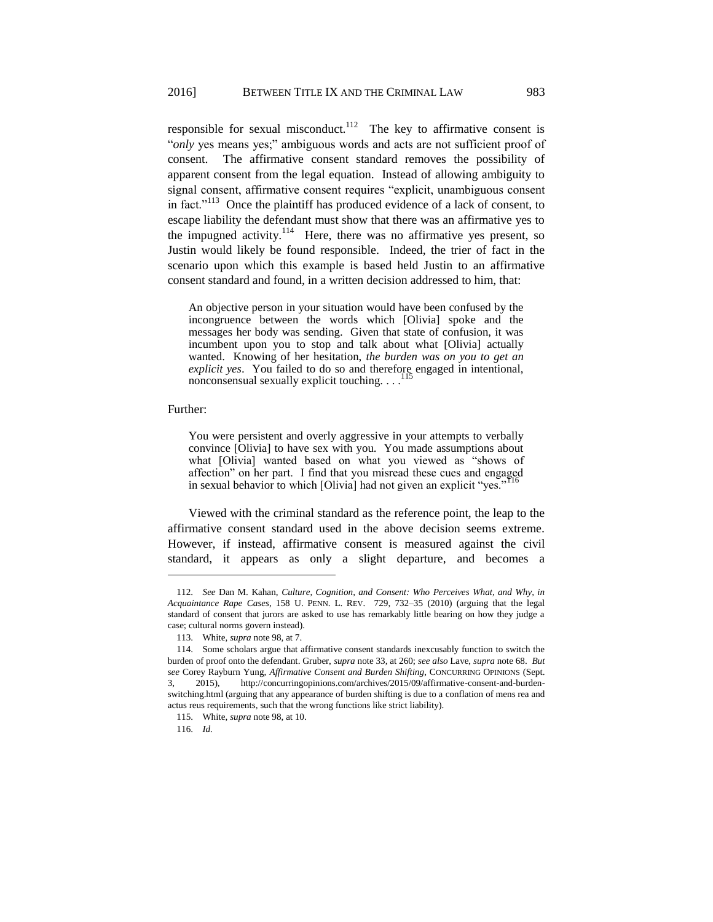responsible for sexual misconduct.[112] The key to affirmative consent is "*only* yes means yes;" ambiguous words and acts are not sufficient proof of consent. The affirmative consent standard removes the possibility of apparent consent from the legal equation. Instead of allowing ambiguity to signal consent, affirmative consent requires "explicit, unambiguous consent in fact."[113] Once the plaintiff has produced evidence of a lack of consent, to escape liability the defendant must show that there was an affirmative yes to the impugned activity.[114] Here, there was no affirmative yes present, so Justin would likely be found responsible. Indeed, the trier of fact in the scenario upon which this example is based held Justin to an affirmative consent standard and found, in a written decision addressed to him, that:

> An objective person in your situation would have been confused by the incongruence between the words which [Olivia] spoke and the messages her body was sending. Given that state of confusion, it was incumbent upon you to stop and talk about what [Olivia] actually wanted. Knowing of her hesitation, *the burden was on you to get an explicit yes*. You failed to do so and therefore engaged in intentional, nonconsensual sexually explicit touching. . . .[115]

Further:

> You were persistent and overly aggressive in your attempts to verbally convince [Olivia] to have sex with you. You made assumptions about what [Olivia] wanted based on what you viewed as "shows of affection" on her part. I find that you misread these cues and engaged in sexual behavior to which [Olivia] had not given an explicit "yes."[116]

Viewed with the criminal standard as the reference point, the leap to the affirmative consent standard used in the above decision seems extreme. However, if instead, affirmative consent is measured against the civil standard, it appears as only a slight departure, and becomes a

---

112. *See* Dan M. Kahan, *Culture, Cognition, and Consent: Who Perceives What, and Why, in Acquaintance Rape Cases*, 158 U. PENN. L. REV. 729, 732–35 (2010) (arguing that the legal standard of consent that jurors are asked to use has remarkably little bearing on how they judge a case; cultural norms govern instead).

113. White, *supra* note 98, at 7.

114. Some scholars argue that affirmative consent standards inexcusably function to switch the burden of proof onto the defendant. Gruber, *supra* note 33, at 260; *see also* Lave, *supra* note 68. *But see* Corey Rayburn Yung, *Affirmative Consent and Burden Shifting*, CONCURRING OPINIONS (Sept. 3, 2015), http://concurringopinions.com/archives/2015/09/affirmative-consent-and-burden-switching.html (arguing that any appearance of burden shifting is due to a conflation of mens rea and actus reus requirements, such that the wrong functions like strict liability).

115. White, *supra* note 98, at 10.

116. *Id.*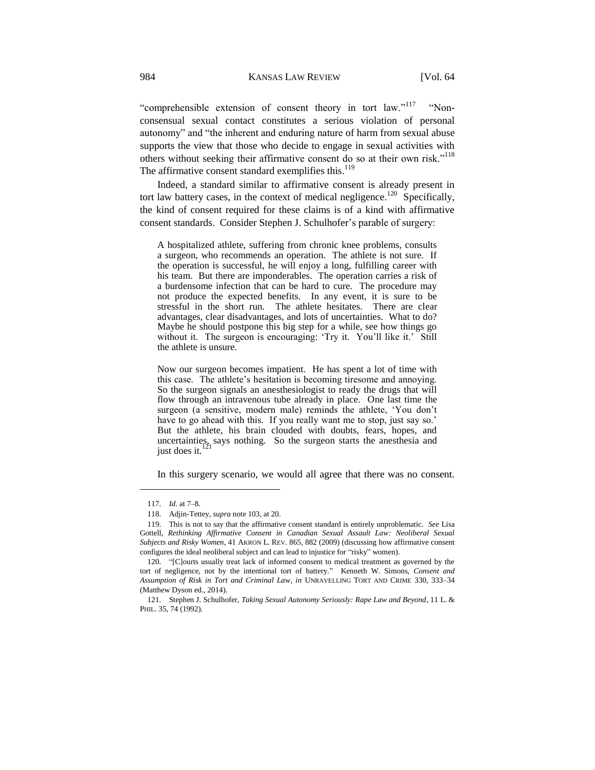"comprehensible extension of consent theory in tort law."[117] "Non-consensual sexual contact constitutes a serious violation of personal autonomy" and "the inherent and enduring nature of harm from sexual abuse supports the view that those who decide to engage in sexual activities with others without seeking their affirmative consent do so at their own risk."[118] The affirmative consent standard exemplifies this.[119]

Indeed, a standard similar to affirmative consent is already present in tort law battery cases, in the context of medical negligence.[120] Specifically, the kind of consent required for these claims is of a kind with affirmative consent standards. Consider Stephen J. Schulhofer's parable of surgery:

> A hospitalized athlete, suffering from chronic knee problems, consults a surgeon, who recommends an operation. The athlete is not sure. If the operation is successful, he will enjoy a long, fulfilling career with his team. But there are imponderables. The operation carries a risk of a burdensome infection that can be hard to cure. The procedure may not produce the expected benefits. In any event, it is sure to be stressful in the short run. The athlete hesitates. There are clear advantages, clear disadvantages, and lots of uncertainties. What to do? Maybe he should postpone this big step for a while, see how things go without it. The surgeon is encouraging: 'Try it. You'll like it.' Still the athlete is unsure.
>
> Now our surgeon becomes impatient. He has spent a lot of time with this case. The athlete's hesitation is becoming tiresome and annoying. So the surgeon signals an anesthesiologist to ready the drugs that will flow through an intravenous tube already in place. One last time the surgeon (a sensitive, modern male) reminds the athlete, 'You don't have to go ahead with this. If you really want me to stop, just say so.' But the athlete, his brain clouded with doubts, fears, hopes, and uncertainties, says nothing. So the surgeon starts the anesthesia and just does it.[121]

In this surgery scenario, we would all agree that there was no consent.

---

117. *Id.* at 7–8.

118. Adjin-Tettey, *supra* note 103, at 20.

119. This is not to say that the affirmative consent standard is entirely unproblematic. *See* Lisa Gottell, *Rethinking Affirmative Consent in Canadian Sexual Assault Law: Neoliberal Sexual Subjects and Risky Women*, 41 AKRON L. REV. 865, 882 (2009) (discussing how affirmative consent configures the ideal neoliberal subject and can lead to injustice for "risky" women).

120. "[C]ourts usually treat lack of informed consent to medical treatment as governed by the tort of negligence, not by the intentional tort of battery." Kenneth W. Simons, *Consent and Assumption of Risk in Tort and Criminal Law*, *in* UNRAVELLING TORT AND CRIME 330, 333–34 (Matthew Dyson ed., 2014).

121. Stephen J. Schulhofer, *Taking Sexual Autonomy Seriously: Rape Law and Beyond*, 11 L. & PHIL. 35, 74 (1992).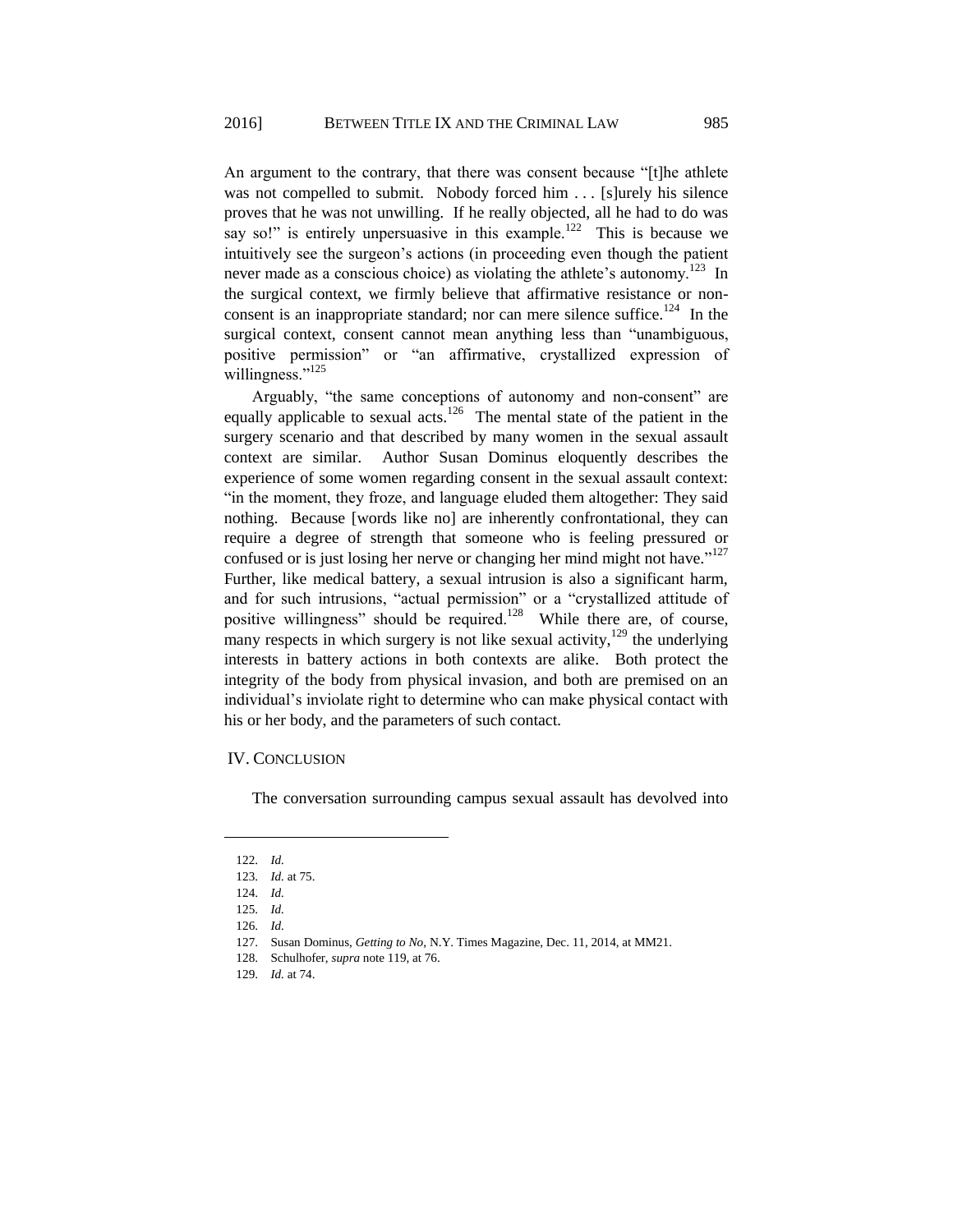An argument to the contrary, that there was consent because "[t]he athlete was not compelled to submit. Nobody forced him . . . [s]urely his silence proves that he was not unwilling. If he really objected, all he had to do was say so!" is entirely unpersuasive in this example.[122] This is because we intuitively see the surgeon's actions (in proceeding even though the patient never made as a conscious choice) as violating the athlete's autonomy.[123] In the surgical context, we firmly believe that affirmative resistance or non-consent is an inappropriate standard; nor can mere silence suffice.[124] In the surgical context, consent cannot mean anything less than "unambiguous, positive permission" or "an affirmative, crystallized expression of willingness."[125]

Arguably, "the same conceptions of autonomy and non-consent" are equally applicable to sexual acts.[126] The mental state of the patient in the surgery scenario and that described by many women in the sexual assault context are similar. Author Susan Dominus eloquently describes the experience of some women regarding consent in the sexual assault context: "in the moment, they froze, and language eluded them altogether: They said nothing. Because [words like no] are inherently confrontational, they can require a degree of strength that someone who is feeling pressured or confused or is just losing her nerve or changing her mind might not have."[127] Further, like medical battery, a sexual intrusion is also a significant harm, and for such intrusions, "actual permission" or a "crystallized attitude of positive willingness" should be required.[128] While there are, of course, many respects in which surgery is not like sexual activity,[129] the underlying interests in battery actions in both contexts are alike. Both protect the integrity of the body from physical invasion, and both are premised on an individual's inviolate right to determine who can make physical contact with his or her body, and the parameters of such contact.

## IV. CONCLUSION

The conversation surrounding campus sexual assault has devolved into

---

122. *Id.*

123. *Id.* at 75.

124. *Id.*

125. *Id.*

126. *Id.*

127. Susan Dominus, *Getting to No*, N.Y. Times Magazine, Dec. 11, 2014, at MM21.

128. Schulhofer, *supra* note 119, at 76.

129. *Id.* at 74.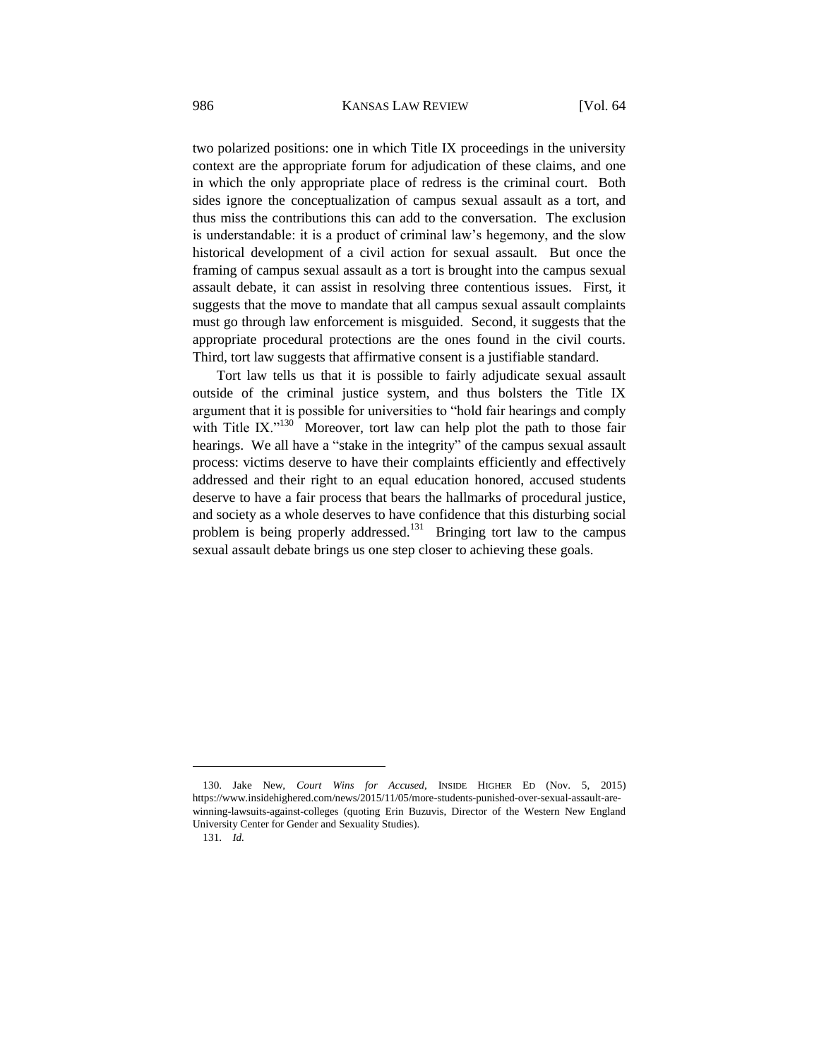two polarized positions: one in which Title IX proceedings in the university context are the appropriate forum for adjudication of these claims, and one in which the only appropriate place of redress is the criminal court. Both sides ignore the conceptualization of campus sexual assault as a tort, and thus miss the contributions this can add to the conversation. The exclusion is understandable: it is a product of criminal law's hegemony, and the slow historical development of a civil action for sexual assault. But once the framing of campus sexual assault as a tort is brought into the campus sexual assault debate, it can assist in resolving three contentious issues. First, it suggests that the move to mandate that all campus sexual assault complaints must go through law enforcement is misguided. Second, it suggests that the appropriate procedural protections are the ones found in the civil courts. Third, tort law suggests that affirmative consent is a justifiable standard.

Tort law tells us that it is possible to fairly adjudicate sexual assault outside of the criminal justice system, and thus bolsters the Title IX argument that it is possible for universities to "hold fair hearings and comply with Title IX."[130] Moreover, tort law can help plot the path to those fair hearings. We all have a "stake in the integrity" of the campus sexual assault process: victims deserve to have their complaints efficiently and effectively addressed and their right to an equal education honored, accused students deserve to have a fair process that bears the hallmarks of procedural justice, and society as a whole deserves to have confidence that this disturbing social problem is being properly addressed.[131] Bringing tort law to the campus sexual assault debate brings us one step closer to achieving these goals.

---

130. Jake New, *Court Wins for Accused*, INSIDE HIGHER ED (Nov. 5, 2015) https://www.insidehighered.com/news/2015/11/05/more-students-punished-over-sexual-assault-are-winning-lawsuits-against-colleges (quoting Erin Buzuvis, Director of the Western New England University Center for Gender and Sexuality Studies).

131. *Id.*